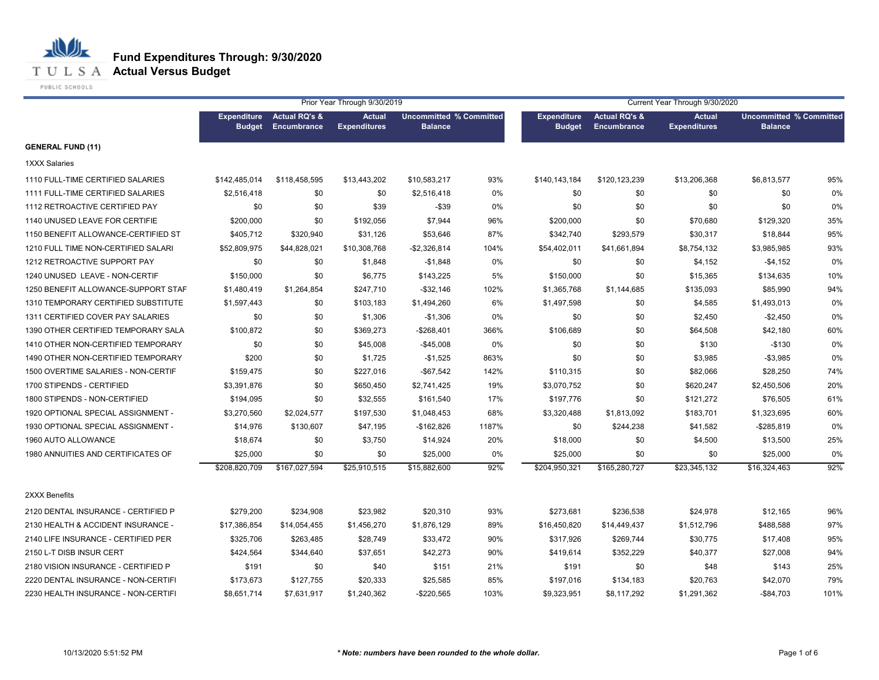# Fund Expenditures Through: 9/30/2020

## Actual Versus Budget

| | Prior Year Through 9/30/2019 | | | | | Current Year Through 9/30/2020 | | | | |
|---|---|---|---|---|---|---|---|---|---|---|
| | Expenditure Budget | Actual RQ's & Encumbrance | Actual Expenditures | Uncommitted Balance | % Committed | Expenditure Budget | Actual RQ's & Encumbrance | Actual Expenditures | Uncommitted Balance | % Committed |
| **GENERAL FUND (11)** | | | | | | | | | | |
| 1XXX Salaries | | | | | | | | | | |
| 1110 FULL-TIME CERTIFIED SALARIES | $142,485,014 | $118,458,595 | $13,443,202 | $10,583,217 | 93% | $140,143,184 | $120,123,239 | $13,206,368 | $6,813,577 | 95% |
| 1111 FULL-TIME CERTIFIED SALARIES | $2,516,418 | $0 | $0 | $2,516,418 | 0% | $0 | $0 | $0 | $0 | 0% |
| 1112 RETROACTIVE CERTIFIED PAY | $0 | $0 | $39 | -$39 | 0% | $0 | $0 | $0 | $0 | 0% |
| 1140 UNUSED LEAVE FOR CERTIFIE | $200,000 | $0 | $192,056 | $7,944 | 96% | $200,000 | $0 | $70,680 | $129,320 | 35% |
| 1150 BENEFIT ALLOWANCE-CERTIFIED ST | $405,712 | $320,940 | $31,126 | $53,646 | 87% | $342,740 | $293,579 | $30,317 | $18,844 | 95% |
| 1210 FULL TIME NON-CERTIFIED SALARI | $52,809,975 | $44,828,021 | $10,308,768 | -$2,326,814 | 104% | $54,402,011 | $41,661,894 | $8,754,132 | $3,985,985 | 93% |
| 1212 RETROACTIVE SUPPORT PAY | $0 | $0 | $1,848 | -$1,848 | 0% | $0 | $0 | $4,152 | -$4,152 | 0% |
| 1240 UNUSED LEAVE - NON-CERTIF | $150,000 | $0 | $6,775 | $143,225 | 5% | $150,000 | $0 | $15,365 | $134,635 | 10% |
| 1250 BENEFIT ALLOWANCE-SUPPORT STAF | $1,480,419 | $1,264,854 | $247,710 | -$32,146 | 102% | $1,365,768 | $1,144,685 | $135,093 | $85,990 | 94% |
| 1310 TEMPORARY CERTIFIED SUBSTITUTE | $1,597,443 | $0 | $103,183 | $1,494,260 | 6% | $1,497,598 | $0 | $4,585 | $1,493,013 | 0% |
| 1311 CERTIFIED COVER PAY SALARIES | $0 | $0 | $1,306 | -$1,306 | 0% | $0 | $0 | $2,450 | -$2,450 | 0% |
| 1390 OTHER CERTIFIED TEMPORARY SALA | $100,872 | $0 | $369,273 | -$268,401 | 366% | $106,689 | $0 | $64,508 | $42,180 | 60% |
| 1410 OTHER NON-CERTIFIED TEMPORARY | $0 | $0 | $45,008 | -$45,008 | 0% | $0 | $0 | $130 | -$130 | 0% |
| 1490 OTHER NON-CERTIFIED TEMPORARY | $200 | $0 | $1,725 | -$1,525 | 863% | $0 | $0 | $3,985 | -$3,985 | 0% |
| 1500 OVERTIME SALARIES - NON-CERTIF | $159,475 | $0 | $227,016 | -$67,542 | 142% | $110,315 | $0 | $82,066 | $28,250 | 74% |
| 1700 STIPENDS - CERTIFIED | $3,391,876 | $0 | $650,450 | $2,741,425 | 19% | $3,070,752 | $0 | $620,247 | $2,450,506 | 20% |
| 1800 STIPENDS - NON-CERTIFIED | $194,095 | $0 | $32,555 | $161,540 | 17% | $197,776 | $0 | $121,272 | $76,505 | 61% |
| 1920 OPTIONAL SPECIAL ASSIGNMENT - | $3,270,560 | $2,024,577 | $197,530 | $1,048,453 | 68% | $3,320,488 | $1,813,092 | $183,701 | $1,323,695 | 60% |
| 1930 OPTIONAL SPECIAL ASSIGNMENT - | $14,976 | $130,607 | $47,195 | -$162,826 | 1187% | $0 | $244,238 | $41,582 | -$285,819 | 0% |
| 1960 AUTO ALLOWANCE | $18,674 | $0 | $3,750 | $14,924 | 20% | $18,000 | $0 | $4,500 | $13,500 | 25% |
| 1980 ANNUITIES AND CERTIFICATES OF | $25,000 | $0 | $0 | $25,000 | 0% | $25,000 | $0 | $0 | $25,000 | 0% |
| | $208,820,709 | $167,027,594 | $25,910,515 | $15,882,600 | 92% | $204,950,321 | $165,280,727 | $23,345,132 | $16,324,463 | 92% |
| 2XXX Benefits | | | | | | | | | | |
| 2120 DENTAL INSURANCE - CERTIFIED P | $279,200 | $234,908 | $23,982 | $20,310 | 93% | $273,681 | $236,538 | $24,978 | $12,165 | 96% |
| 2130 HEALTH & ACCIDENT INSURANCE - | $17,386,854 | $14,054,455 | $1,456,270 | $1,876,129 | 89% | $16,450,820 | $14,449,437 | $1,512,796 | $488,588 | 97% |
| 2140 LIFE INSURANCE - CERTIFIED PER | $325,706 | $263,485 | $28,749 | $33,472 | 90% | $317,926 | $269,744 | $30,775 | $17,408 | 95% |
| 2150 L-T DISB INSUR CERT | $424,564 | $344,640 | $37,651 | $42,273 | 90% | $419,614 | $352,229 | $40,377 | $27,008 | 94% |
| 2180 VISION INSURANCE - CERTIFIED P | $191 | $0 | $40 | $151 | 21% | $191 | $0 | $48 | $143 | 25% |
| 2220 DENTAL INSURANCE - NON-CERTIFI | $173,673 | $127,755 | $20,333 | $25,585 | 85% | $197,016 | $134,183 | $20,763 | $42,070 | 79% |
| 2230 HEALTH INSURANCE - NON-CERTIFI | $8,651,714 | $7,631,917 | $1,240,362 | -$220,565 | 103% | $9,323,951 | $8,117,292 | $1,291,362 | -$84,703 | 101% |

*** Note: numbers have been rounded to the whole dollar.***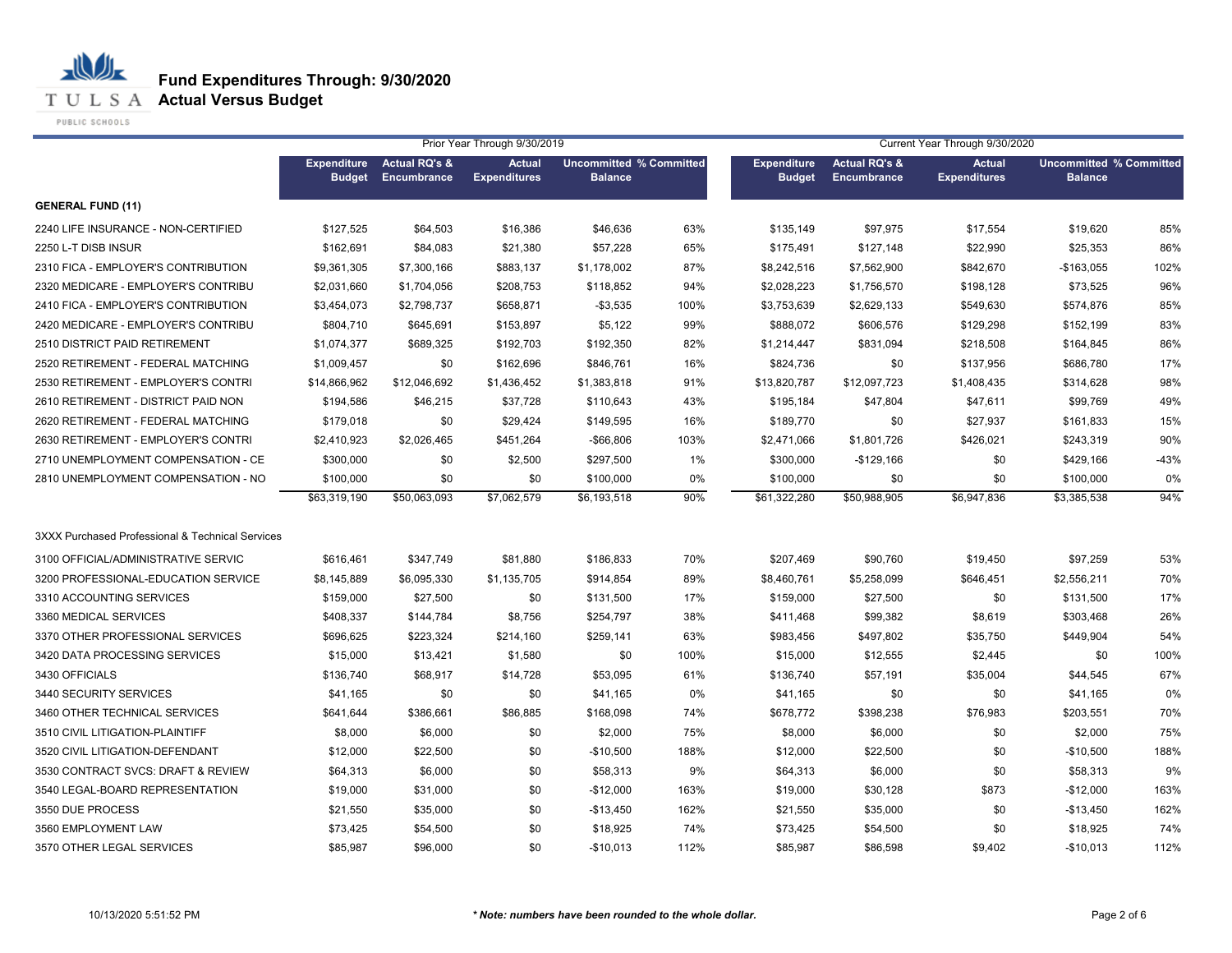# Fund Expenditures Through: 9/30/2020
## Actual Versus Budget

| | Prior Year Through 9/30/2019 | | | | | Current Year Through 9/30/2020 | | | | |
|---|---|---|---|---|---|---|---|---|---|---|
| | Expenditure Budget | Actual RQ's & Encumbrance | Actual Expenditures | Uncommitted Balance | % Committed | Expenditure Budget | Actual RQ's & Encumbrance | Actual Expenditures | Uncommitted Balance | % Committed |
| **GENERAL FUND (11)** | | | | | | | | | | |
| 2240 LIFE INSURANCE - NON-CERTIFIED | $127,525 | $64,503 | $16,386 | $46,636 | 63% | $135,149 | $97,975 | $17,554 | $19,620 | 85% |
| 2250 L-T DISB INSUR | $162,691 | $84,083 | $21,380 | $57,228 | 65% | $175,491 | $127,148 | $22,990 | $25,353 | 86% |
| 2310 FICA - EMPLOYER'S CONTRIBUTION | $9,361,305 | $7,300,166 | $883,137 | $1,178,002 | 87% | $8,242,516 | $7,562,900 | $842,670 | -$163,055 | 102% |
| 2320 MEDICARE - EMPLOYER'S CONTRIBU | $2,031,660 | $1,704,056 | $208,753 | $118,852 | 94% | $2,028,223 | $1,756,570 | $198,128 | $73,525 | 96% |
| 2410 FICA - EMPLOYER'S CONTRIBUTION | $3,454,073 | $2,798,737 | $658,871 | -$3,535 | 100% | $3,753,639 | $2,629,133 | $549,630 | $574,876 | 85% |
| 2420 MEDICARE - EMPLOYER'S CONTRIBU | $804,710 | $645,691 | $153,897 | $5,122 | 99% | $888,072 | $606,576 | $129,298 | $152,199 | 83% |
| 2510 DISTRICT PAID RETIREMENT | $1,074,377 | $689,325 | $192,703 | $192,350 | 82% | $1,214,447 | $831,094 | $218,508 | $164,845 | 86% |
| 2520 RETIREMENT - FEDERAL MATCHING | $1,009,457 | $0 | $162,696 | $846,761 | 16% | $824,736 | $0 | $137,956 | $686,780 | 17% |
| 2530 RETIREMENT - EMPLOYER'S CONTRI | $14,866,962 | $12,046,692 | $1,436,452 | $1,383,818 | 91% | $13,820,787 | $12,097,723 | $1,408,435 | $314,628 | 98% |
| 2610 RETIREMENT - DISTRICT PAID NON | $194,586 | $46,215 | $37,728 | $110,643 | 43% | $195,184 | $47,804 | $47,611 | $99,769 | 49% |
| 2620 RETIREMENT - FEDERAL MATCHING | $179,018 | $0 | $29,424 | $149,595 | 16% | $189,770 | $0 | $27,937 | $161,833 | 15% |
| 2630 RETIREMENT - EMPLOYER'S CONTRI | $2,410,923 | $2,026,465 | $451,264 | -$66,806 | 103% | $2,471,066 | $1,801,726 | $426,021 | $243,319 | 90% |
| 2710 UNEMPLOYMENT COMPENSATION - CE | $300,000 | $0 | $2,500 | $297,500 | 1% | $300,000 | -$129,166 | $0 | $429,166 | -43% |
| 2810 UNEMPLOYMENT COMPENSATION - NO | $100,000 | $0 | $0 | $100,000 | 0% | $100,000 | $0 | $0 | $100,000 | 0% |
| | $63,319,190 | $50,063,093 | $7,062,579 | $6,193,518 | 90% | $61,322,280 | $50,988,905 | $6,947,836 | $3,385,538 | 94% |
| 3XXX Purchased Professional & Technical Services | | | | | | | | | | |
| 3100 OFFICIAL/ADMINISTRATIVE SERVIC | $616,461 | $347,749 | $81,880 | $186,833 | 70% | $207,469 | $90,760 | $19,450 | $97,259 | 53% |
| 3200 PROFESSIONAL-EDUCATION SERVICE | $8,145,889 | $6,095,330 | $1,135,705 | $914,854 | 89% | $8,460,761 | $5,258,099 | $646,451 | $2,556,211 | 70% |
| 3310 ACCOUNTING SERVICES | $159,000 | $27,500 | $0 | $131,500 | 17% | $159,000 | $27,500 | $0 | $131,500 | 17% |
| 3360 MEDICAL SERVICES | $408,337 | $144,784 | $8,756 | $254,797 | 38% | $411,468 | $99,382 | $8,619 | $303,468 | 26% |
| 3370 OTHER PROFESSIONAL SERVICES | $696,625 | $223,324 | $214,160 | $259,141 | 63% | $983,456 | $497,802 | $35,750 | $449,904 | 54% |
| 3420 DATA PROCESSING SERVICES | $15,000 | $13,421 | $1,580 | $0 | 100% | $15,000 | $12,555 | $2,445 | $0 | 100% |
| 3430 OFFICIALS | $136,740 | $68,917 | $14,728 | $53,095 | 61% | $136,740 | $57,191 | $35,004 | $44,545 | 67% |
| 3440 SECURITY SERVICES | $41,165 | $0 | $0 | $41,165 | 0% | $41,165 | $0 | $0 | $41,165 | 0% |
| 3460 OTHER TECHNICAL SERVICES | $641,644 | $386,661 | $86,885 | $168,098 | 74% | $678,772 | $398,238 | $76,983 | $203,551 | 70% |
| 3510 CIVIL LITIGATION-PLAINTIFF | $8,000 | $6,000 | $0 | $2,000 | 75% | $8,000 | $6,000 | $0 | $2,000 | 75% |
| 3520 CIVIL LITIGATION-DEFENDANT | $12,000 | $22,500 | $0 | -$10,500 | 188% | $12,000 | $22,500 | $0 | -$10,500 | 188% |
| 3530 CONTRACT SVCS: DRAFT & REVIEW | $64,313 | $6,000 | $0 | $58,313 | 9% | $64,313 | $6,000 | $0 | $58,313 | 9% |
| 3540 LEGAL-BOARD REPRESENTATION | $19,000 | $31,000 | $0 | -$12,000 | 163% | $19,000 | $30,128 | $873 | -$12,000 | 163% |
| 3550 DUE PROCESS | $21,550 | $35,000 | $0 | -$13,450 | 162% | $21,550 | $35,000 | $0 | -$13,450 | 162% |
| 3560 EMPLOYMENT LAW | $73,425 | $54,500 | $0 | $18,925 | 74% | $73,425 | $54,500 | $0 | $18,925 | 74% |
| 3570 OTHER LEGAL SERVICES | $85,987 | $96,000 | $0 | -$10,013 | 112% | $85,987 | $86,598 | $9,402 | -$10,013 | 112% |

10/13/2020 5:51:52 PM — ***Note: numbers have been rounded to the whole dollar.***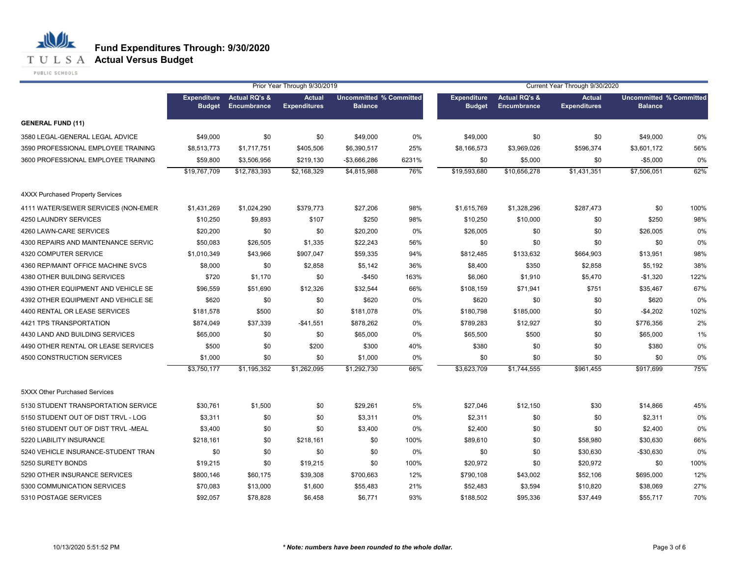# Fund Expenditures Through: 9/30/2020
## Actual Versus Budget

| | Prior Year Through 9/30/2019 | | | | | Current Year Through 9/30/2020 | | | | |
|---|---|---|---|---|---|---|---|---|---|---|
| | Expenditure Budget | Actual RQ's & Encumbrance | Actual Expenditures | Uncommitted Balance | % Committed | Expenditure Budget | Actual RQ's & Encumbrance | Actual Expenditures | Uncommitted Balance | % Committed |
| **GENERAL FUND (11)** | | | | | | | | | | |
| 3580 LEGAL-GENERAL LEGAL ADVICE | $49,000 | $0 | $0 | $49,000 | 0% | $49,000 | $0 | $0 | $49,000 | 0% |
| 3590 PROFESSIONAL EMPLOYEE TRAINING | $8,513,773 | $1,717,751 | $405,506 | $6,390,517 | 25% | $8,166,573 | $3,969,026 | $596,374 | $3,601,172 | 56% |
| 3600 PROFESSIONAL EMPLOYEE TRAINING | $59,800 | $3,506,956 | $219,130 | -$3,666,286 | 6231% | $0 | $5,000 | $0 | -$5,000 | 0% |
| | $19,767,709 | $12,783,393 | $2,168,329 | $4,815,988 | 76% | $19,593,680 | $10,656,278 | $1,431,351 | $7,506,051 | 62% |
| 4XXX Purchased Property Services | | | | | | | | | | |
| 4111 WATER/SEWER SERVICES (NON-EMER | $1,431,269 | $1,024,290 | $379,773 | $27,206 | 98% | $1,615,769 | $1,328,296 | $287,473 | $0 | 100% |
| 4250 LAUNDRY SERVICES | $10,250 | $9,893 | $107 | $250 | 98% | $10,250 | $10,000 | $0 | $250 | 98% |
| 4260 LAWN-CARE SERVICES | $20,200 | $0 | $0 | $20,200 | 0% | $26,005 | $0 | $0 | $26,005 | 0% |
| 4300 REPAIRS AND MAINTENANCE SERVIC | $50,083 | $26,505 | $1,335 | $22,243 | 56% | $0 | $0 | $0 | $0 | 0% |
| 4320 COMPUTER SERVICE | $1,010,349 | $43,966 | $907,047 | $59,335 | 94% | $812,485 | $133,632 | $664,903 | $13,951 | 98% |
| 4360 REP/MAINT OFFICE MACHINE SVCS | $8,000 | $0 | $2,858 | $5,142 | 36% | $8,400 | $350 | $2,858 | $5,192 | 38% |
| 4380 OTHER BUILDING SERVICES | $720 | $1,170 | $0 | -$450 | 163% | $6,060 | $1,910 | $5,470 | -$1,320 | 122% |
| 4390 OTHER EQUIPMENT AND VEHICLE SE | $96,559 | $51,690 | $12,326 | $32,544 | 66% | $108,159 | $71,941 | $751 | $35,467 | 67% |
| 4392 OTHER EQUIPMENT AND VEHICLE SE | $620 | $0 | $0 | $620 | 0% | $620 | $0 | $0 | $620 | 0% |
| 4400 RENTAL OR LEASE SERVICES | $181,578 | $500 | $0 | $181,078 | 0% | $180,798 | $185,000 | $0 | -$4,202 | 102% |
| 4421 TPS TRANSPORTATION | $874,049 | $37,339 | -$41,551 | $878,262 | 0% | $789,283 | $12,927 | $0 | $776,356 | 2% |
| 4430 LAND AND BUILDING SERVICES | $65,000 | $0 | $0 | $65,000 | 0% | $65,500 | $500 | $0 | $65,000 | 1% |
| 4490 OTHER RENTAL OR LEASE SERVICES | $500 | $0 | $200 | $300 | 40% | $380 | $0 | $0 | $380 | 0% |
| 4500 CONSTRUCTION SERVICES | $1,000 | $0 | $0 | $1,000 | 0% | $0 | $0 | $0 | $0 | 0% |
| | $3,750,177 | $1,195,352 | $1,262,095 | $1,292,730 | 66% | $3,623,709 | $1,744,555 | $961,455 | $917,699 | 75% |
| 5XXX Other Purchased Services | | | | | | | | | | |
| 5130 STUDENT TRANSPORTATION SERVICE | $30,761 | $1,500 | $0 | $29,261 | 5% | $27,046 | $12,150 | $30 | $14,866 | 45% |
| 5150 STUDENT OUT OF DIST TRVL - LOG | $3,311 | $0 | $0 | $3,311 | 0% | $2,311 | $0 | $0 | $2,311 | 0% |
| 5160 STUDENT OUT OF DIST TRVL -MEAL | $3,400 | $0 | $0 | $3,400 | 0% | $2,400 | $0 | $0 | $2,400 | 0% |
| 5220 LIABILITY INSURANCE | $218,161 | $0 | $218,161 | $0 | 100% | $89,610 | $0 | $58,980 | $30,630 | 66% |
| 5240 VEHICLE INSURANCE-STUDENT TRAN | $0 | $0 | $0 | $0 | 0% | $0 | $0 | $30,630 | -$30,630 | 0% |
| 5250 SURETY BONDS | $19,215 | $0 | $19,215 | $0 | 100% | $20,972 | $0 | $20,972 | $0 | 100% |
| 5290 OTHER INSURANCE SERVICES | $800,146 | $60,175 | $39,308 | $700,663 | 12% | $790,108 | $43,002 | $52,106 | $695,000 | 12% |
| 5300 COMMUNICATION SERVICES | $70,083 | $13,000 | $1,600 | $55,483 | 21% | $52,483 | $3,594 | $10,820 | $38,069 | 27% |
| 5310 POSTAGE SERVICES | $92,057 | $78,828 | $6,458 | $6,771 | 93% | $188,502 | $95,336 | $37,449 | $55,717 | 70% |

10/13/2020 5:51:52 PM

*** Note: numbers have been rounded to the whole dollar.***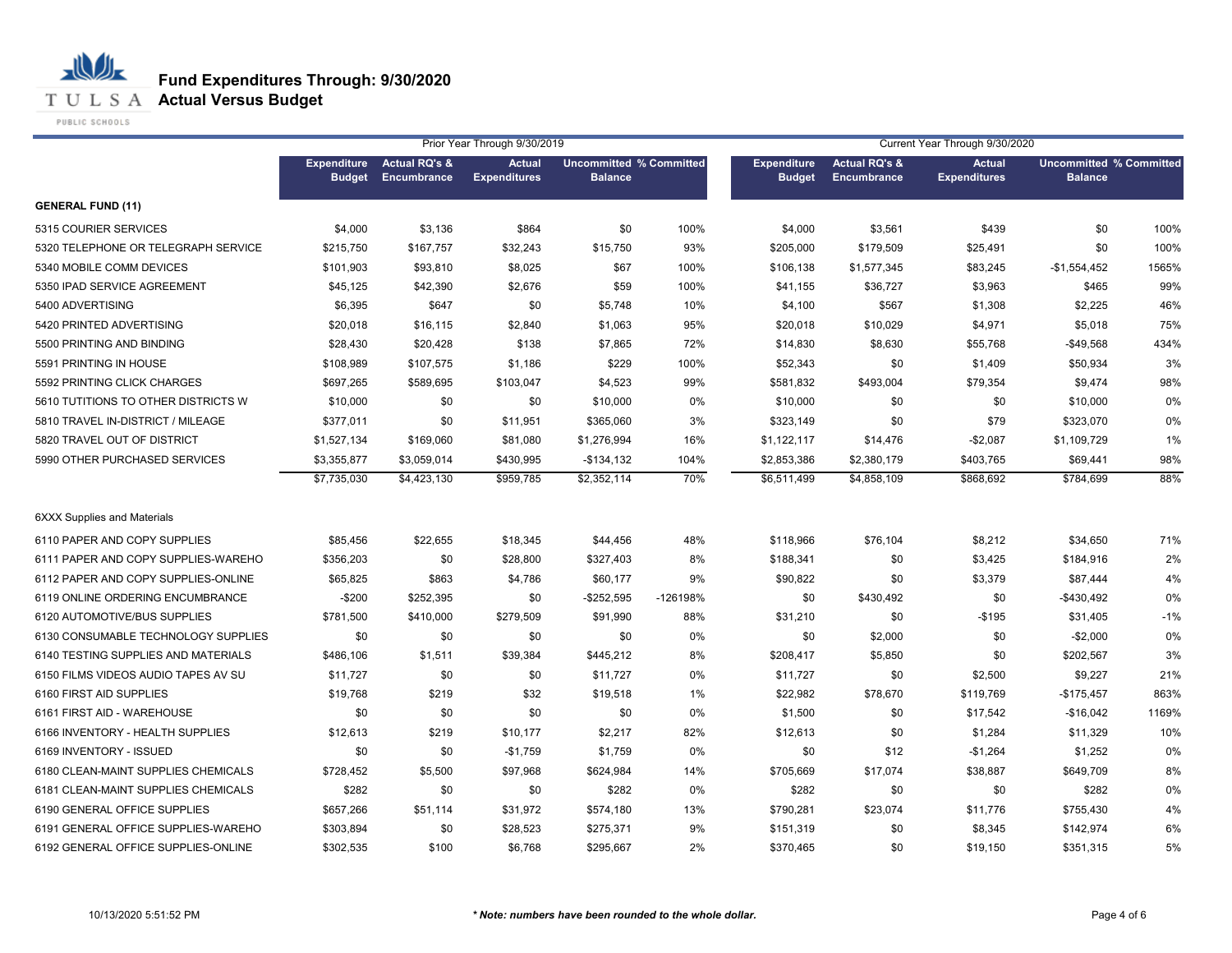# Fund Expenditures Through: 9/30/2020
## Actual Versus Budget

| | Prior Year Through 9/30/2019 | | | | | Current Year Through 9/30/2020 | | | | |
|---|---|---|---|---|---|---|---|---|---|---|
| | Expenditure Budget | Actual RQ's & Encumbrance | Actual Expenditures | Uncommitted Balance | % Committed | Expenditure Budget | Actual RQ's & Encumbrance | Actual Expenditures | Uncommitted Balance | % Committed |
| **GENERAL FUND (11)** | | | | | | | | | | |
| 5315 COURIER SERVICES | $4,000 | $3,136 | $864 | $0 | 100% | $4,000 | $3,561 | $439 | $0 | 100% |
| 5320 TELEPHONE OR TELEGRAPH SERVICE | $215,750 | $167,757 | $32,243 | $15,750 | 93% | $205,000 | $179,509 | $25,491 | $0 | 100% |
| 5340 MOBILE COMM DEVICES | $101,903 | $93,810 | $8,025 | $67 | 100% | $106,138 | $1,577,345 | $83,245 | -$1,554,452 | 1565% |
| 5350 IPAD SERVICE AGREEMENT | $45,125 | $42,390 | $2,676 | $59 | 100% | $41,155 | $36,727 | $3,963 | $465 | 99% |
| 5400 ADVERTISING | $6,395 | $647 | $0 | $5,748 | 10% | $4,100 | $567 | $1,308 | $2,225 | 46% |
| 5420 PRINTED ADVERTISING | $20,018 | $16,115 | $2,840 | $1,063 | 95% | $20,018 | $10,029 | $4,971 | $5,018 | 75% |
| 5500 PRINTING AND BINDING | $28,430 | $20,428 | $138 | $7,865 | 72% | $14,830 | $8,630 | $55,768 | -$49,568 | 434% |
| 5591 PRINTING IN HOUSE | $108,989 | $107,575 | $1,186 | $229 | 100% | $52,343 | $0 | $1,409 | $50,934 | 3% |
| 5592 PRINTING CLICK CHARGES | $697,265 | $589,695 | $103,047 | $4,523 | 99% | $581,832 | $493,004 | $79,354 | $9,474 | 98% |
| 5610 TUTITIONS TO OTHER DISTRICTS W | $10,000 | $0 | $0 | $10,000 | 0% | $10,000 | $0 | $0 | $10,000 | 0% |
| 5810 TRAVEL IN-DISTRICT / MILEAGE | $377,011 | $0 | $11,951 | $365,060 | 3% | $323,149 | $0 | $79 | $323,070 | 0% |
| 5820 TRAVEL OUT OF DISTRICT | $1,527,134 | $169,060 | $81,080 | $1,276,994 | 16% | $1,122,117 | $14,476 | -$2,087 | $1,109,729 | 1% |
| 5990 OTHER PURCHASED SERVICES | $3,355,877 | $3,059,014 | $430,995 | -$134,132 | 104% | $2,853,386 | $2,380,179 | $403,765 | $69,441 | 98% |
| | $7,735,030 | $4,423,130 | $959,785 | $2,352,114 | 70% | $6,511,499 | $4,858,109 | $868,692 | $784,699 | 88% |
| 6XXX Supplies and Materials | | | | | | | | | | |
| 6110 PAPER AND COPY SUPPLIES | $85,456 | $22,655 | $18,345 | $44,456 | 48% | $118,966 | $76,104 | $8,212 | $34,650 | 71% |
| 6111 PAPER AND COPY SUPPLIES-WAREHO | $356,203 | $0 | $28,800 | $327,403 | 8% | $188,341 | $0 | $3,425 | $184,916 | 2% |
| 6112 PAPER AND COPY SUPPLIES-ONLINE | $65,825 | $863 | $4,786 | $60,177 | 9% | $90,822 | $0 | $3,379 | $87,444 | 4% |
| 6119 ONLINE ORDERING ENCUMBRANCE | -$200 | $252,395 | $0 | -$252,595 | -126198% | $0 | $430,492 | $0 | -$430,492 | 0% |
| 6120 AUTOMOTIVE/BUS SUPPLIES | $781,500 | $410,000 | $279,509 | $91,990 | 88% | $31,210 | $0 | -$195 | $31,405 | -1% |
| 6130 CONSUMABLE TECHNOLOGY SUPPLIES | $0 | $0 | $0 | $0 | 0% | $0 | $2,000 | $0 | -$2,000 | 0% |
| 6140 TESTING SUPPLIES AND MATERIALS | $486,106 | $1,511 | $39,384 | $445,212 | 8% | $208,417 | $5,850 | $0 | $202,567 | 3% |
| 6150 FILMS VIDEOS AUDIO TAPES AV SU | $11,727 | $0 | $0 | $11,727 | 0% | $11,727 | $0 | $2,500 | $9,227 | 21% |
| 6160 FIRST AID SUPPLIES | $19,768 | $219 | $32 | $19,518 | 1% | $22,982 | $78,670 | $119,769 | -$175,457 | 863% |
| 6161 FIRST AID - WAREHOUSE | $0 | $0 | $0 | $0 | 0% | $1,500 | $0 | $17,542 | -$16,042 | 1169% |
| 6166 INVENTORY - HEALTH SUPPLIES | $12,613 | $219 | $10,177 | $2,217 | 82% | $12,613 | $0 | $1,284 | $11,329 | 10% |
| 6169 INVENTORY - ISSUED | $0 | $0 | -$1,759 | $1,759 | 0% | $0 | $12 | -$1,264 | $1,252 | 0% |
| 6180 CLEAN-MAINT SUPPLIES CHEMICALS | $728,452 | $5,500 | $97,968 | $624,984 | 14% | $705,669 | $17,074 | $38,887 | $649,709 | 8% |
| 6181 CLEAN-MAINT SUPPLIES CHEMICALS | $282 | $0 | $0 | $282 | 0% | $282 | $0 | $0 | $282 | 0% |
| 6190 GENERAL OFFICE SUPPLIES | $657,266 | $51,114 | $31,972 | $574,180 | 13% | $790,281 | $23,074 | $11,776 | $755,430 | 4% |
| 6191 GENERAL OFFICE SUPPLIES-WAREHO | $303,894 | $0 | $28,523 | $275,371 | 9% | $151,319 | $0 | $8,345 | $142,974 | 6% |
| 6192 GENERAL OFFICE SUPPLIES-ONLINE | $302,535 | $100 | $6,768 | $295,667 | 2% | $370,465 | $0 | $19,150 | $351,315 | 5% |

10/13/2020 5:51:52 PM

*\* Note: numbers have been rounded to the whole dollar.*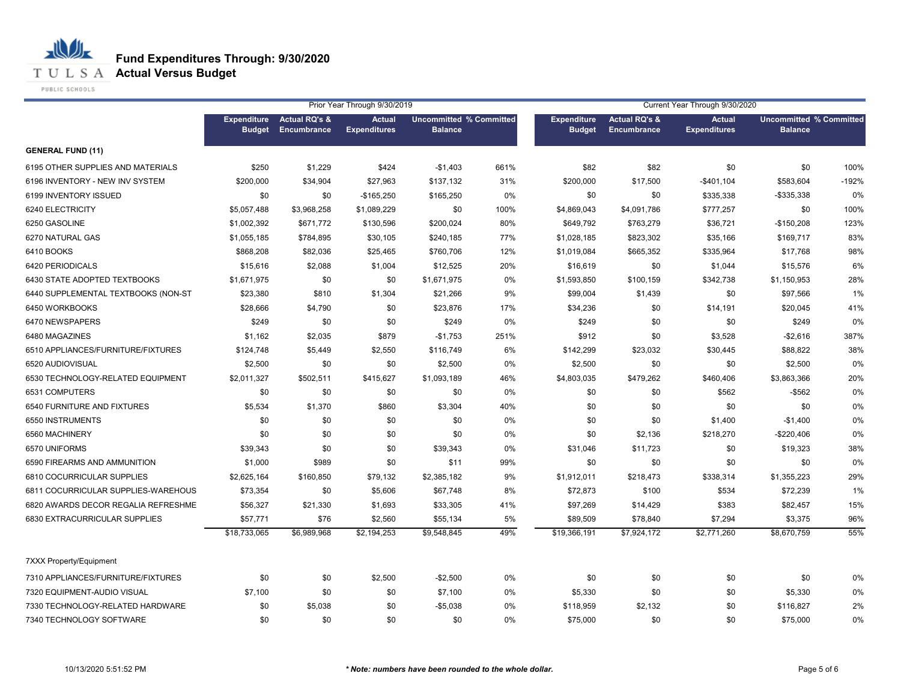# Fund Expenditures Through: 9/30/2020
## Actual Versus Budget

| | Prior Year Through 9/30/2019 | | | | | Current Year Through 9/30/2020 | | | | |
|---|---|---|---|---|---|---|---|---|---|---|
| | Expenditure Budget | Actual RQ's & Encumbrance | Actual Expenditures | Uncommitted Balance | % Committed | Expenditure Budget | Actual RQ's & Encumbrance | Actual Expenditures | Uncommitted Balance | % Committed |
| **GENERAL FUND (11)** | | | | | | | | | | |
| 6195 OTHER SUPPLIES AND MATERIALS | $250 | $1,229 | $424 | -$1,403 | 661% | $82 | $82 | $0 | $0 | 100% |
| 6196 INVENTORY - NEW INV SYSTEM | $200,000 | $34,904 | $27,963 | $137,132 | 31% | $200,000 | $17,500 | -$401,104 | $583,604 | -192% |
| 6199 INVENTORY ISSUED | $0 | $0 | -$165,250 | $165,250 | 0% | $0 | $0 | $335,338 | -$335,338 | 0% |
| 6240 ELECTRICITY | $5,057,488 | $3,968,258 | $1,089,229 | $0 | 100% | $4,869,043 | $4,091,786 | $777,257 | $0 | 100% |
| 6250 GASOLINE | $1,002,392 | $671,772 | $130,596 | $200,024 | 80% | $649,792 | $763,279 | $36,721 | -$150,208 | 123% |
| 6270 NATURAL GAS | $1,055,185 | $784,895 | $30,105 | $240,185 | 77% | $1,028,185 | $823,302 | $35,166 | $169,717 | 83% |
| 6410 BOOKS | $868,208 | $82,036 | $25,465 | $760,706 | 12% | $1,019,084 | $665,352 | $335,964 | $17,768 | 98% |
| 6420 PERIODICALS | $15,616 | $2,088 | $1,004 | $12,525 | 20% | $16,619 | $0 | $1,044 | $15,576 | 6% |
| 6430 STATE ADOPTED TEXTBOOKS | $1,671,975 | $0 | $0 | $1,671,975 | 0% | $1,593,850 | $100,159 | $342,738 | $1,150,953 | 28% |
| 6440 SUPPLEMENTAL TEXTBOOKS (NON-ST | $23,380 | $810 | $1,304 | $21,266 | 9% | $99,004 | $1,439 | $0 | $97,566 | 1% |
| 6450 WORKBOOKS | $28,666 | $4,790 | $0 | $23,876 | 17% | $34,236 | $0 | $14,191 | $20,045 | 41% |
| 6470 NEWSPAPERS | $249 | $0 | $0 | $249 | 0% | $249 | $0 | $0 | $249 | 0% |
| 6480 MAGAZINES | $1,162 | $2,035 | $879 | -$1,753 | 251% | $912 | $0 | $3,528 | -$2,616 | 387% |
| 6510 APPLIANCES/FURNITURE/FIXTURES | $124,748 | $5,449 | $2,550 | $116,749 | 6% | $142,299 | $23,032 | $30,445 | $88,822 | 38% |
| 6520 AUDIOVISUAL | $2,500 | $0 | $0 | $2,500 | 0% | $2,500 | $0 | $0 | $2,500 | 0% |
| 6530 TECHNOLOGY-RELATED EQUIPMENT | $2,011,327 | $502,511 | $415,627 | $1,093,189 | 46% | $4,803,035 | $479,262 | $460,406 | $3,863,366 | 20% |
| 6531 COMPUTERS | $0 | $0 | $0 | $0 | 0% | $0 | $0 | $562 | -$562 | 0% |
| 6540 FURNITURE AND FIXTURES | $5,534 | $1,370 | $860 | $3,304 | 40% | $0 | $0 | $0 | $0 | 0% |
| 6550 INSTRUMENTS | $0 | $0 | $0 | $0 | 0% | $0 | $0 | $1,400 | -$1,400 | 0% |
| 6560 MACHINERY | $0 | $0 | $0 | $0 | 0% | $0 | $2,136 | $218,270 | -$220,406 | 0% |
| 6570 UNIFORMS | $39,343 | $0 | $0 | $39,343 | 0% | $31,046 | $11,723 | $0 | $19,323 | 38% |
| 6590 FIREARMS AND AMMUNITION | $1,000 | $989 | $0 | $11 | 99% | $0 | $0 | $0 | $0 | 0% |
| 6810 COCURRICULAR SUPPLIES | $2,625,164 | $160,850 | $79,132 | $2,385,182 | 9% | $1,912,011 | $218,473 | $338,314 | $1,355,223 | 29% |
| 6811 COCURRICULAR SUPPLIES-WAREHOUS | $73,354 | $0 | $5,606 | $67,748 | 8% | $72,873 | $100 | $534 | $72,239 | 1% |
| 6820 AWARDS DECOR REGALIA REFRESHME | $56,327 | $21,330 | $1,693 | $33,305 | 41% | $97,269 | $14,429 | $383 | $82,457 | 15% |
| 6830 EXTRACURRICULAR SUPPLIES | $57,771 | $76 | $2,560 | $55,134 | 5% | $89,509 | $78,840 | $7,294 | $3,375 | 96% |
| | $18,733,065 | $6,989,968 | $2,194,253 | $9,548,845 | 49% | $19,366,191 | $7,924,172 | $2,771,260 | $8,670,759 | 55% |
| 7XXX Property/Equipment | | | | | | | | | | |
| 7310 APPLIANCES/FURNITURE/FIXTURES | $0 | $0 | $2,500 | -$2,500 | 0% | $0 | $0 | $0 | $0 | 0% |
| 7320 EQUIPMENT-AUDIO VISUAL | $7,100 | $0 | $0 | $7,100 | 0% | $5,330 | $0 | $0 | $5,330 | 0% |
| 7330 TECHNOLOGY-RELATED HARDWARE | $0 | $5,038 | $0 | -$5,038 | 0% | $118,959 | $2,132 | $0 | $116,827 | 2% |
| 7340 TECHNOLOGY SOFTWARE | $0 | $0 | $0 | $0 | 0% | $75,000 | $0 | $0 | $75,000 | 0% |

10/13/2020 5:51:52 PM

*** Note: numbers have been rounded to the whole dollar.***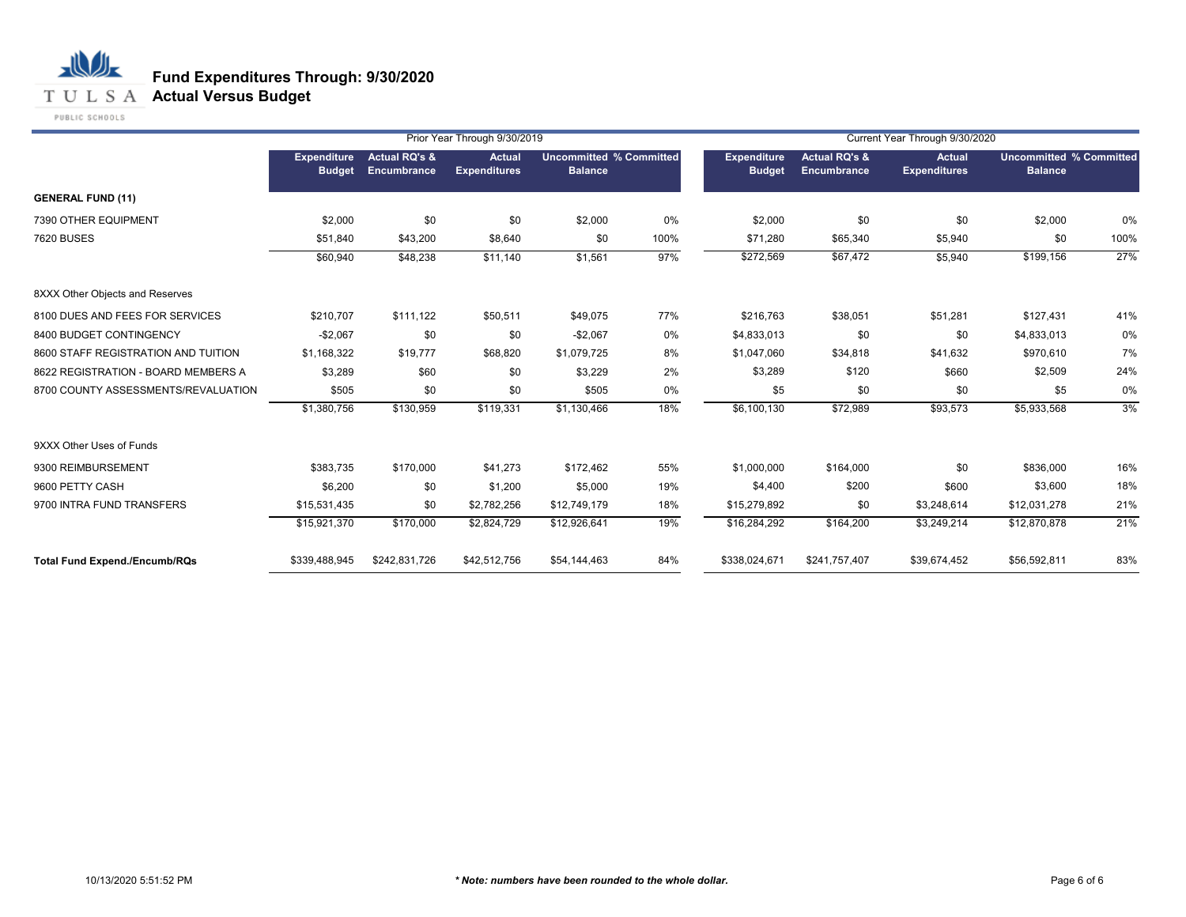# Fund Expenditures Through: 9/30/2020
## Actual Versus Budget

| | Prior Year Through 9/30/2019 | | | | | Current Year Through 9/30/2020 | | | | |
|---|---|---|---|---|---|---|---|---|---|---|
| | Expenditure Budget | Actual RQ's & Encumbrance | Actual Expenditures | Uncommitted Balance | % Committed | Expenditure Budget | Actual RQ's & Encumbrance | Actual Expenditures | Uncommitted Balance | % Committed |
| **GENERAL FUND (11)** | | | | | | | | | | |
| 7390 OTHER EQUIPMENT | $2,000 | $0 | $0 | $2,000 | 0% | $2,000 | $0 | $0 | $2,000 | 0% |
| 7620 BUSES | $51,840 | $43,200 | $8,640 | $0 | 100% | $71,280 | $65,340 | $5,940 | $0 | 100% |
| | $60,940 | $48,238 | $11,140 | $1,561 | 97% | $272,569 | $67,472 | $5,940 | $199,156 | 27% |
| 8XXX Other Objects and Reserves | | | | | | | | | | |
| 8100 DUES AND FEES FOR SERVICES | $210,707 | $111,122 | $50,511 | $49,075 | 77% | $216,763 | $38,051 | $51,281 | $127,431 | 41% |
| 8400 BUDGET CONTINGENCY | -$2,067 | $0 | $0 | -$2,067 | 0% | $4,833,013 | $0 | $0 | $4,833,013 | 0% |
| 8600 STAFF REGISTRATION AND TUITION | $1,168,322 | $19,777 | $68,820 | $1,079,725 | 8% | $1,047,060 | $34,818 | $41,632 | $970,610 | 7% |
| 8622 REGISTRATION - BOARD MEMBERS A | $3,289 | $60 | $0 | $3,229 | 2% | $3,289 | $120 | $660 | $2,509 | 24% |
| 8700 COUNTY ASSESSMENTS/REVALUATION | $505 | $0 | $0 | $505 | 0% | $5 | $0 | $0 | $5 | 0% |
| | $1,380,756 | $130,959 | $119,331 | $1,130,466 | 18% | $6,100,130 | $72,989 | $93,573 | $5,933,568 | 3% |
| 9XXX Other Uses of Funds | | | | | | | | | | |
| 9300 REIMBURSEMENT | $383,735 | $170,000 | $41,273 | $172,462 | 55% | $1,000,000 | $164,000 | $0 | $836,000 | 16% |
| 9600 PETTY CASH | $6,200 | $0 | $1,200 | $5,000 | 19% | $4,400 | $200 | $600 | $3,600 | 18% |
| 9700 INTRA FUND TRANSFERS | $15,531,435 | $0 | $2,782,256 | $12,749,179 | 18% | $15,279,892 | $0 | $3,248,614 | $12,031,278 | 21% |
| | $15,921,370 | $170,000 | $2,824,729 | $12,926,641 | 19% | $16,284,292 | $164,200 | $3,249,214 | $12,870,878 | 21% |
| **Total Fund Expend./Encumb/RQs** | $339,488,945 | $242,831,726 | $42,512,756 | $54,144,463 | 84% | $338,024,671 | $241,757,407 | $39,674,452 | $56,592,811 | 83% |

10/13/2020 5:51:52 PM

***\* Note: numbers have been rounded to the whole dollar.***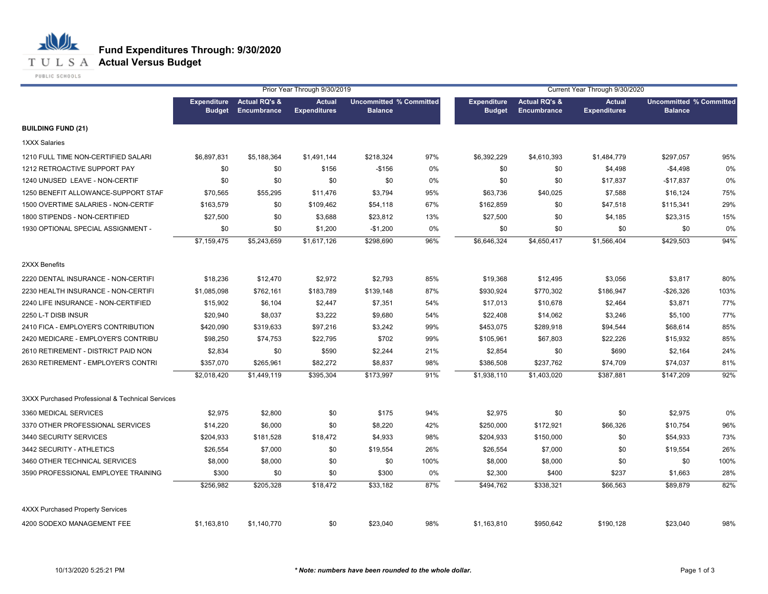# Fund Expenditures Through: 9/30/2020
## Actual Versus Budget

| | Prior Year Through 9/30/2019 | | | | | Current Year Through 9/30/2020 | | | | |
|---|---|---|---|---|---|---|---|---|---|---|
| | Expenditure Budget | Actual RQ's & Encumbrance | Actual Expenditures | Uncommitted Balance | % Committed | Expenditure Budget | Actual RQ's & Encumbrance | Actual Expenditures | Uncommitted Balance | % Committed |
| **BUILDING FUND (21)** | | | | | | | | | | |
| 1XXX Salaries | | | | | | | | | | |
| 1210 FULL TIME NON-CERTIFIED SALARI | $6,897,831 | $5,188,364 | $1,491,144 | $218,324 | 97% | $6,392,229 | $4,610,393 | $1,484,779 | $297,057 | 95% |
| 1212 RETROACTIVE SUPPORT PAY | $0 | $0 | $156 | -$156 | 0% | $0 | $0 | $4,498 | -$4,498 | 0% |
| 1240 UNUSED LEAVE - NON-CERTIF | $0 | $0 | $0 | $0 | 0% | $0 | $0 | $17,837 | -$17,837 | 0% |
| 1250 BENEFIT ALLOWANCE-SUPPORT STAF | $70,565 | $55,295 | $11,476 | $3,794 | 95% | $63,736 | $40,025 | $7,588 | $16,124 | 75% |
| 1500 OVERTIME SALARIES - NON-CERTIF | $163,579 | $0 | $109,462 | $54,118 | 67% | $162,859 | $0 | $47,518 | $115,341 | 29% |
| 1800 STIPENDS - NON-CERTIFIED | $27,500 | $0 | $3,688 | $23,812 | 13% | $27,500 | $0 | $4,185 | $23,315 | 15% |
| 1930 OPTIONAL SPECIAL ASSIGNMENT - | $0 | $0 | $1,200 | -$1,200 | 0% | $0 | $0 | $0 | $0 | 0% |
| | $7,159,475 | $5,243,659 | $1,617,126 | $298,690 | 96% | $6,646,324 | $4,650,417 | $1,566,404 | $429,503 | 94% |
| 2XXX Benefits | | | | | | | | | | |
| 2220 DENTAL INSURANCE - NON-CERTIFI | $18,236 | $12,470 | $2,972 | $2,793 | 85% | $19,368 | $12,495 | $3,056 | $3,817 | 80% |
| 2230 HEALTH INSURANCE - NON-CERTIFI | $1,085,098 | $762,161 | $183,789 | $139,148 | 87% | $930,924 | $770,302 | $186,947 | -$26,326 | 103% |
| 2240 LIFE INSURANCE - NON-CERTIFIED | $15,902 | $6,104 | $2,447 | $7,351 | 54% | $17,013 | $10,678 | $2,464 | $3,871 | 77% |
| 2250 L-T DISB INSUR | $20,940 | $8,037 | $3,222 | $9,680 | 54% | $22,408 | $14,062 | $3,246 | $5,100 | 77% |
| 2410 FICA - EMPLOYER'S CONTRIBUTION | $420,090 | $319,633 | $97,216 | $3,242 | 99% | $453,075 | $289,918 | $94,544 | $68,614 | 85% |
| 2420 MEDICARE - EMPLOYER'S CONTRIBU | $98,250 | $74,753 | $22,795 | $702 | 99% | $105,961 | $67,803 | $22,226 | $15,932 | 85% |
| 2610 RETIREMENT - DISTRICT PAID NON | $2,834 | $0 | $590 | $2,244 | 21% | $2,854 | $0 | $690 | $2,164 | 24% |
| 2630 RETIREMENT - EMPLOYER'S CONTRI | $357,070 | $265,961 | $82,272 | $8,837 | 98% | $386,508 | $237,762 | $74,709 | $74,037 | 81% |
| | $2,018,420 | $1,449,119 | $395,304 | $173,997 | 91% | $1,938,110 | $1,403,020 | $387,881 | $147,209 | 92% |
| 3XXX Purchased Professional & Technical Services | | | | | | | | | | |
| 3360 MEDICAL SERVICES | $2,975 | $2,800 | $0 | $175 | 94% | $2,975 | $0 | $0 | $2,975 | 0% |
| 3370 OTHER PROFESSIONAL SERVICES | $14,220 | $6,000 | $0 | $8,220 | 42% | $250,000 | $172,921 | $66,326 | $10,754 | 96% |
| 3440 SECURITY SERVICES | $204,933 | $181,528 | $18,472 | $4,933 | 98% | $204,933 | $150,000 | $0 | $54,933 | 73% |
| 3442 SECURITY - ATHLETICS | $26,554 | $7,000 | $0 | $19,554 | 26% | $26,554 | $7,000 | $0 | $19,554 | 26% |
| 3460 OTHER TECHNICAL SERVICES | $8,000 | $8,000 | $0 | $0 | 100% | $8,000 | $8,000 | $0 | $0 | 100% |
| 3590 PROFESSIONAL EMPLOYEE TRAINING | $300 | $0 | $0 | $300 | 0% | $2,300 | $400 | $237 | $1,663 | 28% |
| | $256,982 | $205,328 | $18,472 | $33,182 | 87% | $494,762 | $338,321 | $66,563 | $89,879 | 82% |
| 4XXX Purchased Property Services | | | | | | | | | | |
| 4200 SODEXO MANAGEMENT FEE | $1,163,810 | $1,140,770 | $0 | $23,040 | 98% | $1,163,810 | $950,642 | $190,128 | $23,040 | 98% |

10/13/2020 5:25:21 PM

*** Note: numbers have been rounded to the whole dollar.**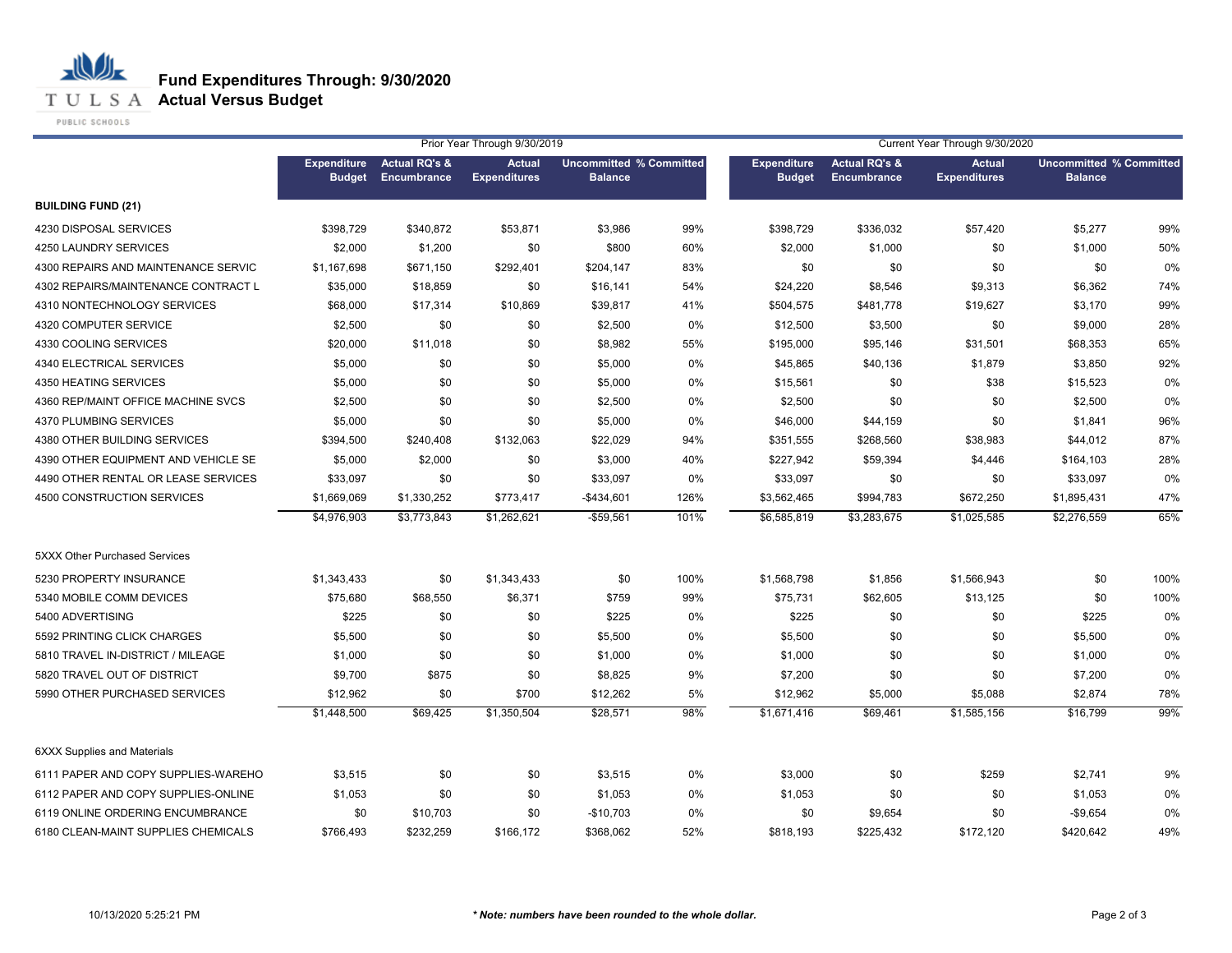# Fund Expenditures Through: 9/30/2020

## Actual Versus Budget

| | Prior Year Through 9/30/2019 | | | | | Current Year Through 9/30/2020 | | | | |
|---|---|---|---|---|---|---|---|---|---|---|
| | Expenditure Budget | Actual RQ's & Encumbrance | Actual Expenditures | Uncommitted Balance | % Committed | Expenditure Budget | Actual RQ's & Encumbrance | Actual Expenditures | Uncommitted Balance | % Committed |
| **BUILDING FUND (21)** | | | | | | | | | | |
| 4230 DISPOSAL SERVICES | $398,729 | $340,872 | $53,871 | $3,986 | 99% | $398,729 | $336,032 | $57,420 | $5,277 | 99% |
| 4250 LAUNDRY SERVICES | $2,000 | $1,200 | $0 | $800 | 60% | $2,000 | $1,000 | $0 | $1,000 | 50% |
| 4300 REPAIRS AND MAINTENANCE SERVIC | $1,167,698 | $671,150 | $292,401 | $204,147 | 83% | $0 | $0 | $0 | $0 | 0% |
| 4302 REPAIRS/MAINTENANCE CONTRACT L | $35,000 | $18,859 | $0 | $16,141 | 54% | $24,220 | $8,546 | $9,313 | $6,362 | 74% |
| 4310 NONTECHNOLOGY SERVICES | $68,000 | $17,314 | $10,869 | $39,817 | 41% | $504,575 | $481,778 | $19,627 | $3,170 | 99% |
| 4320 COMPUTER SERVICE | $2,500 | $0 | $0 | $2,500 | 0% | $12,500 | $3,500 | $0 | $9,000 | 28% |
| 4330 COOLING SERVICES | $20,000 | $11,018 | $0 | $8,982 | 55% | $195,000 | $95,146 | $31,501 | $68,353 | 65% |
| 4340 ELECTRICAL SERVICES | $5,000 | $0 | $0 | $5,000 | 0% | $45,865 | $40,136 | $1,879 | $3,850 | 92% |
| 4350 HEATING SERVICES | $5,000 | $0 | $0 | $5,000 | 0% | $15,561 | $0 | $38 | $15,523 | 0% |
| 4360 REP/MAINT OFFICE MACHINE SVCS | $2,500 | $0 | $0 | $2,500 | 0% | $2,500 | $0 | $0 | $2,500 | 0% |
| 4370 PLUMBING SERVICES | $5,000 | $0 | $0 | $5,000 | 0% | $46,000 | $44,159 | $0 | $1,841 | 96% |
| 4380 OTHER BUILDING SERVICES | $394,500 | $240,408 | $132,063 | $22,029 | 94% | $351,555 | $268,560 | $38,983 | $44,012 | 87% |
| 4390 OTHER EQUIPMENT AND VEHICLE SE | $5,000 | $2,000 | $0 | $3,000 | 40% | $227,942 | $59,394 | $4,446 | $164,103 | 28% |
| 4490 OTHER RENTAL OR LEASE SERVICES | $33,097 | $0 | $0 | $33,097 | 0% | $33,097 | $0 | $0 | $33,097 | 0% |
| 4500 CONSTRUCTION SERVICES | $1,669,069 | $1,330,252 | $773,417 | -$434,601 | 126% | $3,562,465 | $994,783 | $672,250 | $1,895,431 | 47% |
| | $4,976,903 | $3,773,843 | $1,262,621 | -$59,561 | 101% | $6,585,819 | $3,283,675 | $1,025,585 | $2,276,559 | 65% |
| 5XXX Other Purchased Services | | | | | | | | | | |
| 5230 PROPERTY INSURANCE | $1,343,433 | $0 | $1,343,433 | $0 | 100% | $1,568,798 | $1,856 | $1,566,943 | $0 | 100% |
| 5340 MOBILE COMM DEVICES | $75,680 | $68,550 | $6,371 | $759 | 99% | $75,731 | $62,605 | $13,125 | $0 | 100% |
| 5400 ADVERTISING | $225 | $0 | $0 | $225 | 0% | $225 | $0 | $0 | $225 | 0% |
| 5592 PRINTING CLICK CHARGES | $5,500 | $0 | $0 | $5,500 | 0% | $5,500 | $0 | $0 | $5,500 | 0% |
| 5810 TRAVEL IN-DISTRICT / MILEAGE | $1,000 | $0 | $0 | $1,000 | 0% | $1,000 | $0 | $0 | $1,000 | 0% |
| 5820 TRAVEL OUT OF DISTRICT | $9,700 | $875 | $0 | $8,825 | 9% | $7,200 | $0 | $0 | $7,200 | 0% |
| 5990 OTHER PURCHASED SERVICES | $12,962 | $0 | $700 | $12,262 | 5% | $12,962 | $5,000 | $5,088 | $2,874 | 78% |
| | $1,448,500 | $69,425 | $1,350,504 | $28,571 | 98% | $1,671,416 | $69,461 | $1,585,156 | $16,799 | 99% |
| 6XXX Supplies and Materials | | | | | | | | | | |
| 6111 PAPER AND COPY SUPPLIES-WAREHO | $3,515 | $0 | $0 | $3,515 | 0% | $3,000 | $0 | $259 | $2,741 | 9% |
| 6112 PAPER AND COPY SUPPLIES-ONLINE | $1,053 | $0 | $0 | $1,053 | 0% | $1,053 | $0 | $0 | $1,053 | 0% |
| 6119 ONLINE ORDERING ENCUMBRANCE | $0 | $10,703 | $0 | -$10,703 | 0% | $0 | $9,654 | $0 | -$9,654 | 0% |
| 6180 CLEAN-MAINT SUPPLIES CHEMICALS | $766,493 | $232,259 | $166,172 | $368,062 | 52% | $818,193 | $225,432 | $172,120 | $420,642 | 49% |

10/13/2020 5:25:21 PM

*** Note: numbers have been rounded to the whole dollar.**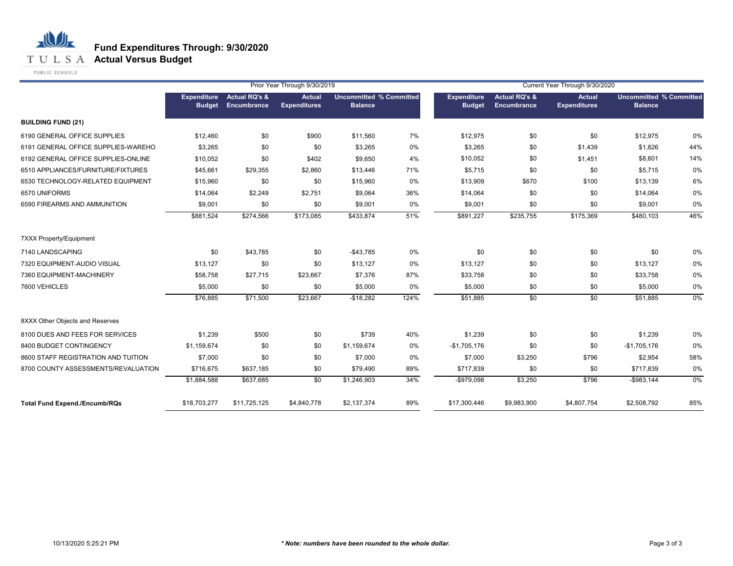# Fund Expenditures Through: 9/30/2020
## Actual Versus Budget

| | Prior Year Through 9/30/2019 | | | | | Current Year Through 9/30/2020 | | | | |
|---|---|---|---|---|---|---|---|---|---|---|
| | Expenditure Budget | Actual RQ's & Encumbrance | Actual Expenditures | Uncommitted Balance | % Committed | Expenditure Budget | Actual RQ's & Encumbrance | Actual Expenditures | Uncommitted Balance | % Committed |
| **BUILDING FUND (21)** | | | | | | | | | | |
| 6190 GENERAL OFFICE SUPPLIES | $12,460 | $0 | $900 | $11,560 | 7% | $12,975 | $0 | $0 | $12,975 | 0% |
| 6191 GENERAL OFFICE SUPPLIES-WAREHO | $3,265 | $0 | $0 | $3,265 | 0% | $3,265 | $0 | $1,439 | $1,826 | 44% |
| 6192 GENERAL OFFICE SUPPLIES-ONLINE | $10,052 | $0 | $402 | $9,650 | 4% | $10,052 | $0 | $1,451 | $8,601 | 14% |
| 6510 APPLIANCES/FURNITURE/FIXTURES | $45,661 | $29,355 | $2,860 | $13,446 | 71% | $5,715 | $0 | $0 | $5,715 | 0% |
| 6530 TECHNOLOGY-RELATED EQUIPMENT | $15,960 | $0 | $0 | $15,960 | 0% | $13,909 | $670 | $100 | $13,139 | 6% |
| 6570 UNIFORMS | $14,064 | $2,249 | $2,751 | $9,064 | 36% | $14,064 | $0 | $0 | $14,064 | 0% |
| 6590 FIREARMS AND AMMUNITION | $9,001 | $0 | $0 | $9,001 | 0% | $9,001 | $0 | $0 | $9,001 | 0% |
| | $881,524 | $274,566 | $173,085 | $433,874 | 51% | $891,227 | $235,755 | $175,369 | $480,103 | 46% |
| 7XXX Property/Equipment | | | | | | | | | | |
| 7140 LANDSCAPING | $0 | $43,785 | $0 | -$43,785 | 0% | $0 | $0 | $0 | $0 | 0% |
| 7320 EQUIPMENT-AUDIO VISUAL | $13,127 | $0 | $0 | $13,127 | 0% | $13,127 | $0 | $0 | $13,127 | 0% |
| 7360 EQUIPMENT-MACHINERY | $58,758 | $27,715 | $23,667 | $7,376 | 87% | $33,758 | $0 | $0 | $33,758 | 0% |
| 7600 VEHICLES | $5,000 | $0 | $0 | $5,000 | 0% | $5,000 | $0 | $0 | $5,000 | 0% |
| | $76,885 | $71,500 | $23,667 | -$18,282 | 124% | $51,885 | $0 | $0 | $51,885 | 0% |
| 8XXX Other Objects and Reserves | | | | | | | | | | |
| 8100 DUES AND FEES FOR SERVICES | $1,239 | $500 | $0 | $739 | 40% | $1,239 | $0 | $0 | $1,239 | 0% |
| 8400 BUDGET CONTINGENCY | $1,159,674 | $0 | $0 | $1,159,674 | 0% | -$1,705,176 | $0 | $0 | -$1,705,176 | 0% |
| 8600 STAFF REGISTRATION AND TUITION | $7,000 | $0 | $0 | $7,000 | 0% | $7,000 | $3,250 | $796 | $2,954 | 58% |
| 8700 COUNTY ASSESSMENTS/REVALUATION | $716,675 | $637,185 | $0 | $79,490 | 89% | $717,839 | $0 | $0 | $717,839 | 0% |
| | $1,884,588 | $637,685 | $0 | $1,246,903 | 34% | -$979,098 | $3,250 | $796 | -$983,144 | 0% |
| **Total Fund Expend./Encumb/RQs** | $18,703,277 | $11,725,125 | $4,840,778 | $2,137,374 | 89% | $17,300,446 | $9,983,900 | $4,807,754 | $2,508,792 | 85% |

10/13/2020 5:25:21 PM

***\* Note: numbers have been rounded to the whole dollar.***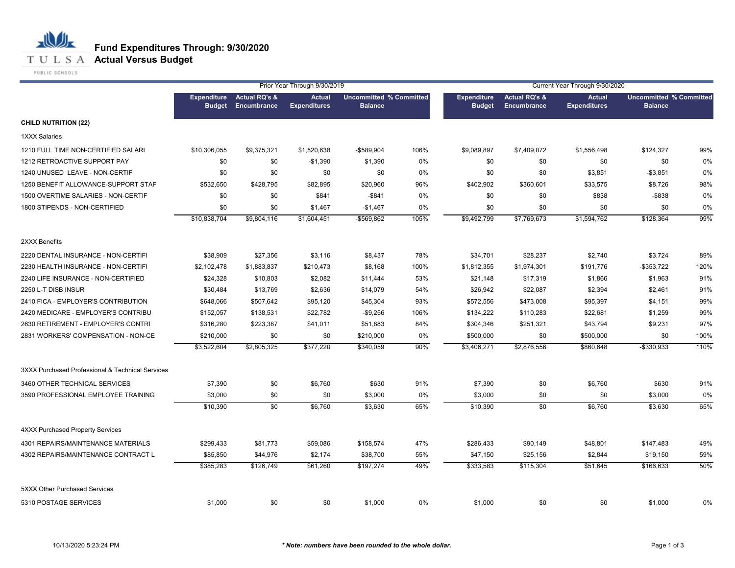# Fund Expenditures Through: 9/30/2020
## Actual Versus Budget

TULSA PUBLIC SCHOOLS

| | Prior Year Through 9/30/2019 | | | | | Current Year Through 9/30/2020 | | | | |
|---|---|---|---|---|---|---|---|---|---|---|
| | Expenditure Budget | Actual RQ's & Encumbrance | Actual Expenditures | Uncommitted Balance | % Committed | Expenditure Budget | Actual RQ's & Encumbrance | Actual Expenditures | Uncommitted Balance | % Committed |
| **CHILD NUTRITION (22)** | | | | | | | | | | |
| 1XXX Salaries | | | | | | | | | | |
| 1210 FULL TIME NON-CERTIFIED SALARI | $10,306,055 | $9,375,321 | $1,520,638 | -$589,904 | 106% | $9,089,897 | $7,409,072 | $1,556,498 | $124,327 | 99% |
| 1212 RETROACTIVE SUPPORT PAY | $0 | $0 | -$1,390 | $1,390 | 0% | $0 | $0 | $0 | $0 | 0% |
| 1240 UNUSED LEAVE - NON-CERTIF | $0 | $0 | $0 | $0 | 0% | $0 | $0 | $3,851 | -$3,851 | 0% |
| 1250 BENEFIT ALLOWANCE-SUPPORT STAF | $532,650 | $428,795 | $82,895 | $20,960 | 96% | $402,902 | $360,601 | $33,575 | $8,726 | 98% |
| 1500 OVERTIME SALARIES - NON-CERTIF | $0 | $0 | $841 | -$841 | 0% | $0 | $0 | $838 | -$838 | 0% |
| 1800 STIPENDS - NON-CERTIFIED | $0 | $0 | $1,467 | -$1,467 | 0% | $0 | $0 | $0 | $0 | 0% |
| | $10,838,704 | $9,804,116 | $1,604,451 | -$569,862 | 105% | $9,492,799 | $7,769,673 | $1,594,762 | $128,364 | 99% |
| 2XXX Benefits | | | | | | | | | | |
| 2220 DENTAL INSURANCE - NON-CERTIFI | $38,909 | $27,356 | $3,116 | $8,437 | 78% | $34,701 | $28,237 | $2,740 | $3,724 | 89% |
| 2230 HEALTH INSURANCE - NON-CERTIFI | $2,102,478 | $1,883,837 | $210,473 | $8,168 | 100% | $1,812,355 | $1,974,301 | $191,776 | -$353,722 | 120% |
| 2240 LIFE INSURANCE - NON-CERTIFIED | $24,328 | $10,803 | $2,082 | $11,444 | 53% | $21,148 | $17,319 | $1,866 | $1,963 | 91% |
| 2250 L-T DISB INSUR | $30,484 | $13,769 | $2,636 | $14,079 | 54% | $26,942 | $22,087 | $2,394 | $2,461 | 91% |
| 2410 FICA - EMPLOYER'S CONTRIBUTION | $648,066 | $507,642 | $95,120 | $45,304 | 93% | $572,556 | $473,008 | $95,397 | $4,151 | 99% |
| 2420 MEDICARE - EMPLOYER'S CONTRIBU | $152,057 | $138,531 | $22,782 | -$9,256 | 106% | $134,222 | $110,283 | $22,681 | $1,259 | 99% |
| 2630 RETIREMENT - EMPLOYER'S CONTRI | $316,280 | $223,387 | $41,011 | $51,883 | 84% | $304,346 | $251,321 | $43,794 | $9,231 | 97% |
| 2831 WORKERS' COMPENSATION - NON-CE | $210,000 | $0 | $0 | $210,000 | 0% | $500,000 | $0 | $500,000 | $0 | 100% |
| | $3,522,604 | $2,805,325 | $377,220 | $340,059 | 90% | $3,406,271 | $2,876,556 | $860,648 | -$330,933 | 110% |
| 3XXX Purchased Professional & Technical Services | | | | | | | | | | |
| 3460 OTHER TECHNICAL SERVICES | $7,390 | $0 | $6,760 | $630 | 91% | $7,390 | $0 | $6,760 | $630 | 91% |
| 3590 PROFESSIONAL EMPLOYEE TRAINING | $3,000 | $0 | $0 | $3,000 | 0% | $3,000 | $0 | $0 | $3,000 | 0% |
| | $10,390 | $0 | $6,760 | $3,630 | 65% | $10,390 | $0 | $6,760 | $3,630 | 65% |
| 4XXX Purchased Property Services | | | | | | | | | | |
| 4301 REPAIRS/MAINTENANCE MATERIALS | $299,433 | $81,773 | $59,086 | $158,574 | 47% | $286,433 | $90,149 | $48,801 | $147,483 | 49% |
| 4302 REPAIRS/MAINTENANCE CONTRACT L | $85,850 | $44,976 | $2,174 | $38,700 | 55% | $47,150 | $25,156 | $2,844 | $19,150 | 59% |
| | $385,283 | $126,749 | $61,260 | $197,274 | 49% | $333,583 | $115,304 | $51,645 | $166,633 | 50% |
| 5XXX Other Purchased Services | | | | | | | | | | |
| 5310 POSTAGE SERVICES | $1,000 | $0 | $0 | $1,000 | 0% | $1,000 | $0 | $0 | $1,000 | 0% |

10/13/2020 5:23:24 PM

***Note: numbers have been rounded to the whole dollar.***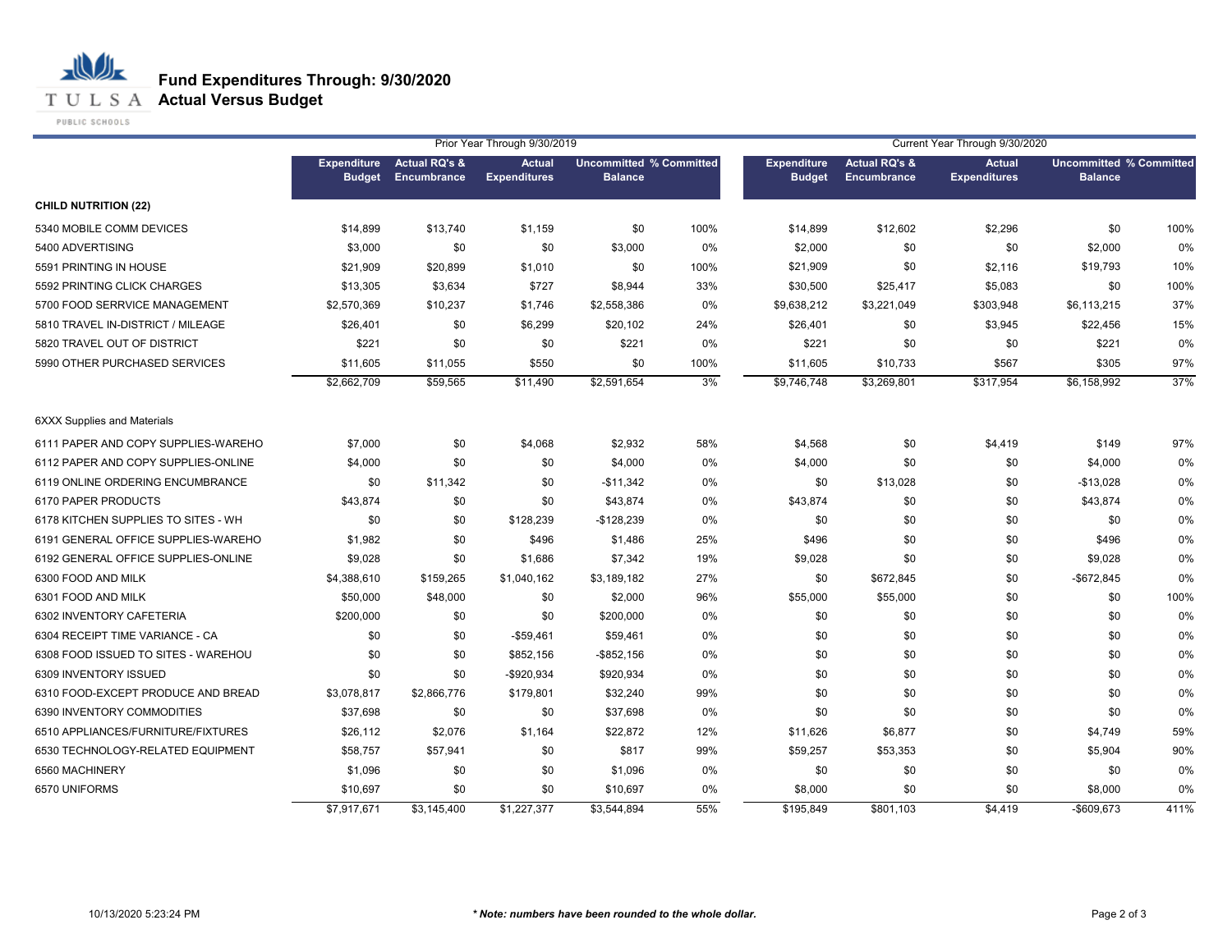# Fund Expenditures Through: 9/30/2020
## Actual Versus Budget

| | Prior Year Through 9/30/2019 | | | | | Current Year Through 9/30/2020 | | | | |
|---|---|---|---|---|---|---|---|---|---|---|
| | Expenditure Budget | Actual RQ's & Encumbrance | Actual Expenditures | Uncommitted Balance | % Committed | Expenditure Budget | Actual RQ's & Encumbrance | Actual Expenditures | Uncommitted Balance | % Committed |
| **CHILD NUTRITION (22)** | | | | | | | | | | |
| 5340 MOBILE COMM DEVICES | $14,899 | $13,740 | $1,159 | $0 | 100% | $14,899 | $12,602 | $2,296 | $0 | 100% |
| 5400 ADVERTISING | $3,000 | $0 | $0 | $3,000 | 0% | $2,000 | $0 | $0 | $2,000 | 0% |
| 5591 PRINTING IN HOUSE | $21,909 | $20,899 | $1,010 | $0 | 100% | $21,909 | $0 | $2,116 | $19,793 | 10% |
| 5592 PRINTING CLICK CHARGES | $13,305 | $3,634 | $727 | $8,944 | 33% | $30,500 | $25,417 | $5,083 | $0 | 100% |
| 5700 FOOD SERRVICE MANAGEMENT | $2,570,369 | $10,237 | $1,746 | $2,558,386 | 0% | $9,638,212 | $3,221,049 | $303,948 | $6,113,215 | 37% |
| 5810 TRAVEL IN-DISTRICT / MILEAGE | $26,401 | $0 | $6,299 | $20,102 | 24% | $26,401 | $0 | $3,945 | $22,456 | 15% |
| 5820 TRAVEL OUT OF DISTRICT | $221 | $0 | $0 | $221 | 0% | $221 | $0 | $0 | $221 | 0% |
| 5990 OTHER PURCHASED SERVICES | $11,605 | $11,055 | $550 | $0 | 100% | $11,605 | $10,733 | $567 | $305 | 97% |
| | $2,662,709 | $59,565 | $11,490 | $2,591,654 | 3% | $9,746,748 | $3,269,801 | $317,954 | $6,158,992 | 37% |
| 6XXX Supplies and Materials | | | | | | | | | | |
| 6111 PAPER AND COPY SUPPLIES-WAREHO | $7,000 | $0 | $4,068 | $2,932 | 58% | $4,568 | $0 | $4,419 | $149 | 97% |
| 6112 PAPER AND COPY SUPPLIES-ONLINE | $4,000 | $0 | $0 | $4,000 | 0% | $4,000 | $0 | $0 | $4,000 | 0% |
| 6119 ONLINE ORDERING ENCUMBRANCE | $0 | $11,342 | $0 | -$11,342 | 0% | $0 | $13,028 | $0 | -$13,028 | 0% |
| 6170 PAPER PRODUCTS | $43,874 | $0 | $0 | $43,874 | 0% | $43,874 | $0 | $0 | $43,874 | 0% |
| 6178 KITCHEN SUPPLIES TO SITES - WH | $0 | $0 | $128,239 | -$128,239 | 0% | $0 | $0 | $0 | $0 | 0% |
| 6191 GENERAL OFFICE SUPPLIES-WAREHO | $1,982 | $0 | $496 | $1,486 | 25% | $496 | $0 | $0 | $496 | 0% |
| 6192 GENERAL OFFICE SUPPLIES-ONLINE | $9,028 | $0 | $1,686 | $7,342 | 19% | $9,028 | $0 | $0 | $9,028 | 0% |
| 6300 FOOD AND MILK | $4,388,610 | $159,265 | $1,040,162 | $3,189,182 | 27% | $0 | $672,845 | $0 | -$672,845 | 0% |
| 6301 FOOD AND MILK | $50,000 | $48,000 | $0 | $2,000 | 96% | $55,000 | $55,000 | $0 | $0 | 100% |
| 6302 INVENTORY CAFETERIA | $200,000 | $0 | $0 | $200,000 | 0% | $0 | $0 | $0 | $0 | 0% |
| 6304 RECEIPT TIME VARIANCE - CA | $0 | $0 | -$59,461 | $59,461 | 0% | $0 | $0 | $0 | $0 | 0% |
| 6308 FOOD ISSUED TO SITES - WAREHOU | $0 | $0 | $852,156 | -$852,156 | 0% | $0 | $0 | $0 | $0 | 0% |
| 6309 INVENTORY ISSUED | $0 | $0 | -$920,934 | $920,934 | 0% | $0 | $0 | $0 | $0 | 0% |
| 6310 FOOD-EXCEPT PRODUCE AND BREAD | $3,078,817 | $2,866,776 | $179,801 | $32,240 | 99% | $0 | $0 | $0 | $0 | 0% |
| 6390 INVENTORY COMMODITIES | $37,698 | $0 | $0 | $37,698 | 0% | $0 | $0 | $0 | $0 | 0% |
| 6510 APPLIANCES/FURNITURE/FIXTURES | $26,112 | $2,076 | $1,164 | $22,872 | 12% | $11,626 | $6,877 | $0 | $4,749 | 59% |
| 6530 TECHNOLOGY-RELATED EQUIPMENT | $58,757 | $57,941 | $0 | $817 | 99% | $59,257 | $53,353 | $0 | $5,904 | 90% |
| 6560 MACHINERY | $1,096 | $0 | $0 | $1,096 | 0% | $0 | $0 | $0 | $0 | 0% |
| 6570 UNIFORMS | $10,697 | $0 | $0 | $10,697 | 0% | $8,000 | $0 | $0 | $8,000 | 0% |
| | $7,917,671 | $3,145,400 | $1,227,377 | $3,544,894 | 55% | $195,849 | $801,103 | $4,419 | -$609,673 | 411% |

10/13/2020 5:23:24 PM

***Note: numbers have been rounded to the whole dollar.***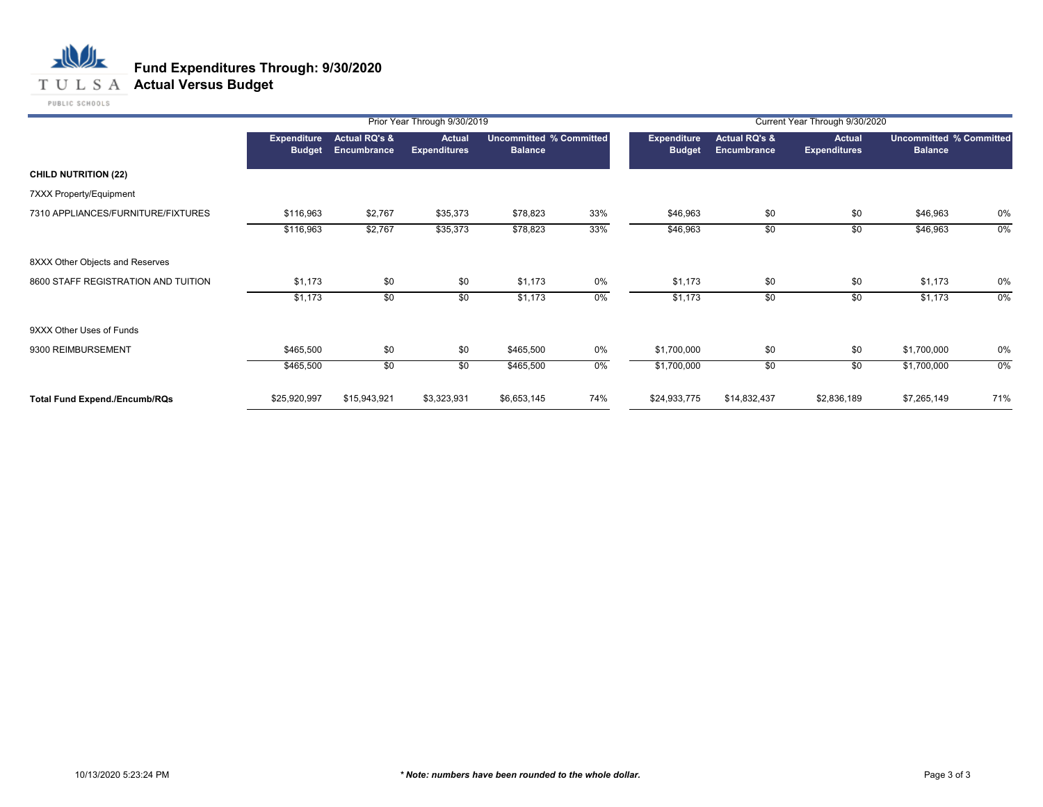# Fund Expenditures Through: 9/30/2020
## Actual Versus Budget

| | Prior Year Through 9/30/2019 | | | | | Current Year Through 9/30/2020 | | | | |
|---|---|---|---|---|---|---|---|---|---|---|
| | Expenditure Budget | Actual RQ's & Encumbrance | Actual Expenditures | Uncommitted Balance | % Committed | Expenditure Budget | Actual RQ's & Encumbrance | Actual Expenditures | Uncommitted Balance | % Committed |
| **CHILD NUTRITION (22)** | | | | | | | | | | |
| 7XXX Property/Equipment | | | | | | | | | | |
| 7310 APPLIANCES/FURNITURE/FIXTURES | $116,963 | $2,767 | $35,373 | $78,823 | 33% | $46,963 | $0 | $0 | $46,963 | 0% |
| | $116,963 | $2,767 | $35,373 | $78,823 | 33% | $46,963 | $0 | $0 | $46,963 | 0% |
| 8XXX Other Objects and Reserves | | | | | | | | | | |
| 8600 STAFF REGISTRATION AND TUITION | $1,173 | $0 | $0 | $1,173 | 0% | $1,173 | $0 | $0 | $1,173 | 0% |
| | $1,173 | $0 | $0 | $1,173 | 0% | $1,173 | $0 | $0 | $1,173 | 0% |
| 9XXX Other Uses of Funds | | | | | | | | | | |
| 9300 REIMBURSEMENT | $465,500 | $0 | $0 | $465,500 | 0% | $1,700,000 | $0 | $0 | $1,700,000 | 0% |
| | $465,500 | $0 | $0 | $465,500 | 0% | $1,700,000 | $0 | $0 | $1,700,000 | 0% |
| **Total Fund Expend./Encumb/RQs** | $25,920,997 | $15,943,921 | $3,323,931 | $6,653,145 | 74% | $24,933,775 | $14,832,437 | $2,836,189 | $7,265,149 | 71% |

10/13/2020 5:23:24 PM

***\* Note: numbers have been rounded to the whole dollar.***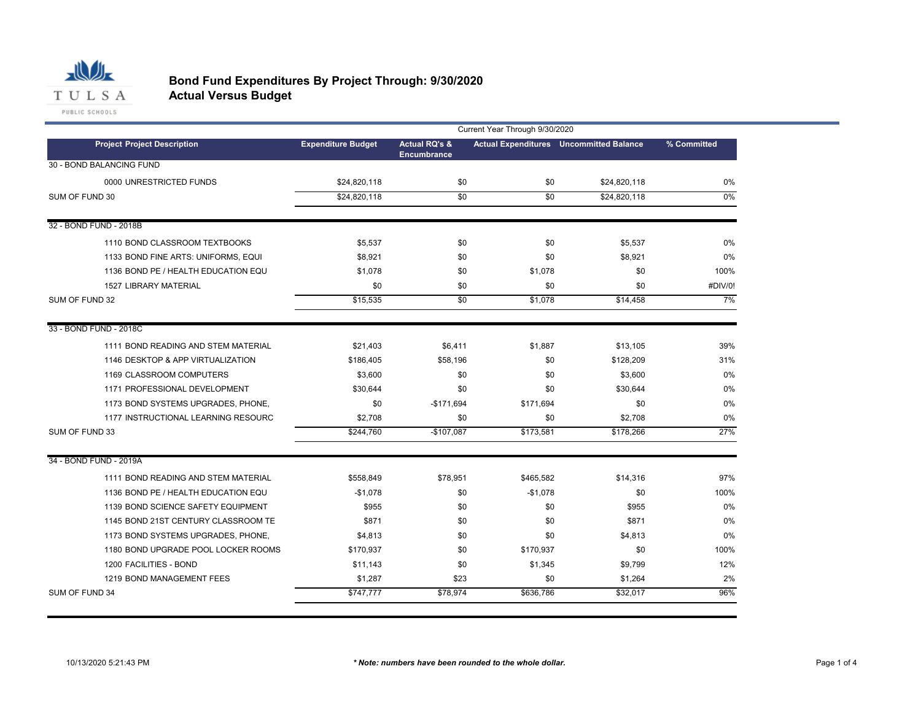# Bond Fund Expenditures By Project Through: 9/30/2020

## Actual Versus Budget

| | | Current Year Through 9/30/2020 | | | |
|---|---|---|---|---|---|
| **Project Project Description** | **Expenditure Budget** | **Actual RQ's & Encumbrance** | **Actual Expenditures** | **Uncommitted Balance** | **% Committed** |
| 30 - BOND BALANCING FUND | | | | | |
| 0000 UNRESTRICTED FUNDS | $24,820,118 | $0 | $0 | $24,820,118 | 0% |
| SUM OF FUND 30 | $24,820,118 | $0 | $0 | $24,820,118 | 0% |
| 32 - BOND FUND - 2018B | | | | | |
| 1110 BOND CLASSROOM TEXTBOOKS | $5,537 | $0 | $0 | $5,537 | 0% |
| 1133 BOND FINE ARTS: UNIFORMS, EQUI | $8,921 | $0 | $0 | $8,921 | 0% |
| 1136 BOND PE / HEALTH EDUCATION EQU | $1,078 | $0 | $1,078 | $0 | 100% |
| 1527 LIBRARY MATERIAL | $0 | $0 | $0 | $0 | #DIV/0! |
| SUM OF FUND 32 | $15,535 | $0 | $1,078 | $14,458 | 7% |
| 33 - BOND FUND - 2018C | | | | | |
| 1111 BOND READING AND STEM MATERIAL | $21,403 | $6,411 | $1,887 | $13,105 | 39% |
| 1146 DESKTOP & APP VIRTUALIZATION | $186,405 | $58,196 | $0 | $128,209 | 31% |
| 1169 CLASSROOM COMPUTERS | $3,600 | $0 | $0 | $3,600 | 0% |
| 1171 PROFESSIONAL DEVELOPMENT | $30,644 | $0 | $0 | $30,644 | 0% |
| 1173 BOND SYSTEMS UPGRADES, PHONE, | $0 | -$171,694 | $171,694 | $0 | 0% |
| 1177 INSTRUCTIONAL LEARNING RESOURC | $2,708 | $0 | $0 | $2,708 | 0% |
| SUM OF FUND 33 | $244,760 | -$107,087 | $173,581 | $178,266 | 27% |
| 34 - BOND FUND - 2019A | | | | | |
| 1111 BOND READING AND STEM MATERIAL | $558,849 | $78,951 | $465,582 | $14,316 | 97% |
| 1136 BOND PE / HEALTH EDUCATION EQU | -$1,078 | $0 | -$1,078 | $0 | 100% |
| 1139 BOND SCIENCE SAFETY EQUIPMENT | $955 | $0 | $0 | $955 | 0% |
| 1145 BOND 21ST CENTURY CLASSROOM TE | $871 | $0 | $0 | $871 | 0% |
| 1173 BOND SYSTEMS UPGRADES, PHONE, | $4,813 | $0 | $0 | $4,813 | 0% |
| 1180 BOND UPGRADE POOL LOCKER ROOMS | $170,937 | $0 | $170,937 | $0 | 100% |
| 1200 FACILITIES - BOND | $11,143 | $0 | $1,345 | $9,799 | 12% |
| 1219 BOND MANAGEMENT FEES | $1,287 | $23 | $0 | $1,264 | 2% |
| SUM OF FUND 34 | $747,777 | $78,974 | $636,786 | $32,017 | 96% |

10/13/2020 5:21:43 PM

*** Note: numbers have been rounded to the whole dollar.***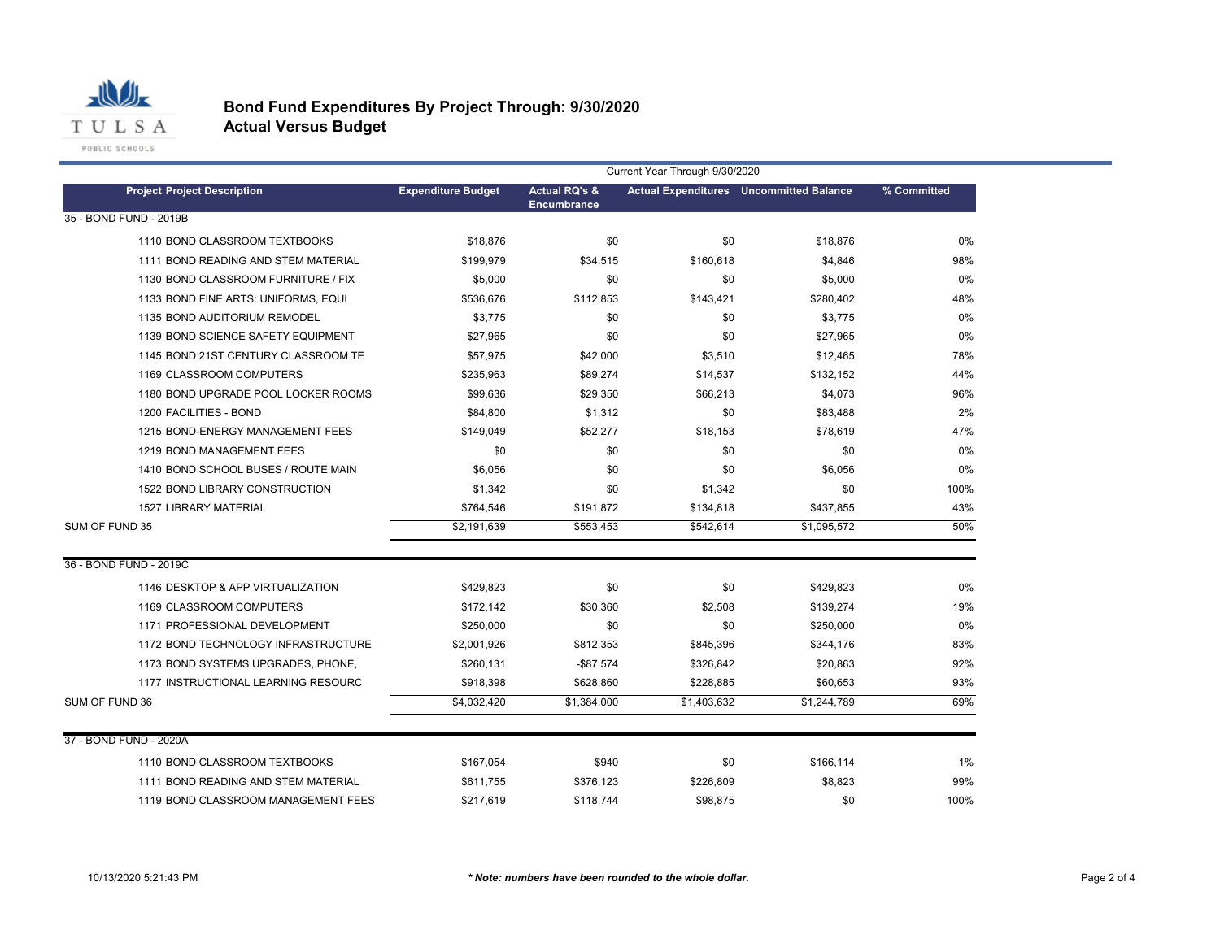# Bond Fund Expenditures By Project Through: 9/30/2020
## Actual Versus Budget

| Project Project Description | Expenditure Budget | Actual RQ's & Encumbrance | Actual Expenditures | Uncommitted Balance | % Committed |
|---|---|---|---|---|---|
| | Current Year Through 9/30/2020 | | | | |
| **35 - BOND FUND - 2019B** | | | | | |
| 1110 BOND CLASSROOM TEXTBOOKS | $18,876 | $0 | $0 | $18,876 | 0% |
| 1111 BOND READING AND STEM MATERIAL | $199,979 | $34,515 | $160,618 | $4,846 | 98% |
| 1130 BOND CLASSROOM FURNITURE / FIX | $5,000 | $0 | $0 | $5,000 | 0% |
| 1133 BOND FINE ARTS: UNIFORMS, EQUI | $536,676 | $112,853 | $143,421 | $280,402 | 48% |
| 1135 BOND AUDITORIUM REMODEL | $3,775 | $0 | $0 | $3,775 | 0% |
| 1139 BOND SCIENCE SAFETY EQUIPMENT | $27,965 | $0 | $0 | $27,965 | 0% |
| 1145 BOND 21ST CENTURY CLASSROOM TE | $57,975 | $42,000 | $3,510 | $12,465 | 78% |
| 1169 CLASSROOM COMPUTERS | $235,963 | $89,274 | $14,537 | $132,152 | 44% |
| 1180 BOND UPGRADE POOL LOCKER ROOMS | $99,636 | $29,350 | $66,213 | $4,073 | 96% |
| 1200 FACILITIES - BOND | $84,800 | $1,312 | $0 | $83,488 | 2% |
| 1215 BOND-ENERGY MANAGEMENT FEES | $149,049 | $52,277 | $18,153 | $78,619 | 47% |
| 1219 BOND MANAGEMENT FEES | $0 | $0 | $0 | $0 | 0% |
| 1410 BOND SCHOOL BUSES / ROUTE MAIN | $6,056 | $0 | $0 | $6,056 | 0% |
| 1522 BOND LIBRARY CONSTRUCTION | $1,342 | $0 | $1,342 | $0 | 100% |
| 1527 LIBRARY MATERIAL | $764,546 | $191,872 | $134,818 | $437,855 | 43% |
| SUM OF FUND 35 | $2,191,639 | $553,453 | $542,614 | $1,095,572 | 50% |
| **36 - BOND FUND - 2019C** | | | | | |
| 1146 DESKTOP & APP VIRTUALIZATION | $429,823 | $0 | $0 | $429,823 | 0% |
| 1169 CLASSROOM COMPUTERS | $172,142 | $30,360 | $2,508 | $139,274 | 19% |
| 1171 PROFESSIONAL DEVELOPMENT | $250,000 | $0 | $0 | $250,000 | 0% |
| 1172 BOND TECHNOLOGY INFRASTRUCTURE | $2,001,926 | $812,353 | $845,396 | $344,176 | 83% |
| 1173 BOND SYSTEMS UPGRADES, PHONE, | $260,131 | -$87,574 | $326,842 | $20,863 | 92% |
| 1177 INSTRUCTIONAL LEARNING RESOURC | $918,398 | $628,860 | $228,885 | $60,653 | 93% |
| SUM OF FUND 36 | $4,032,420 | $1,384,000 | $1,403,632 | $1,244,789 | 69% |
| **37 - BOND FUND - 2020A** | | | | | |
| 1110 BOND CLASSROOM TEXTBOOKS | $167,054 | $940 | $0 | $166,114 | 1% |
| 1111 BOND READING AND STEM MATERIAL | $611,755 | $376,123 | $226,809 | $8,823 | 99% |
| 1119 BOND CLASSROOM MANAGEMENT FEES | $217,619 | $118,744 | $98,875 | $0 | 100% |

10/13/2020 5:21:43 PM

*** Note: numbers have been rounded to the whole dollar.***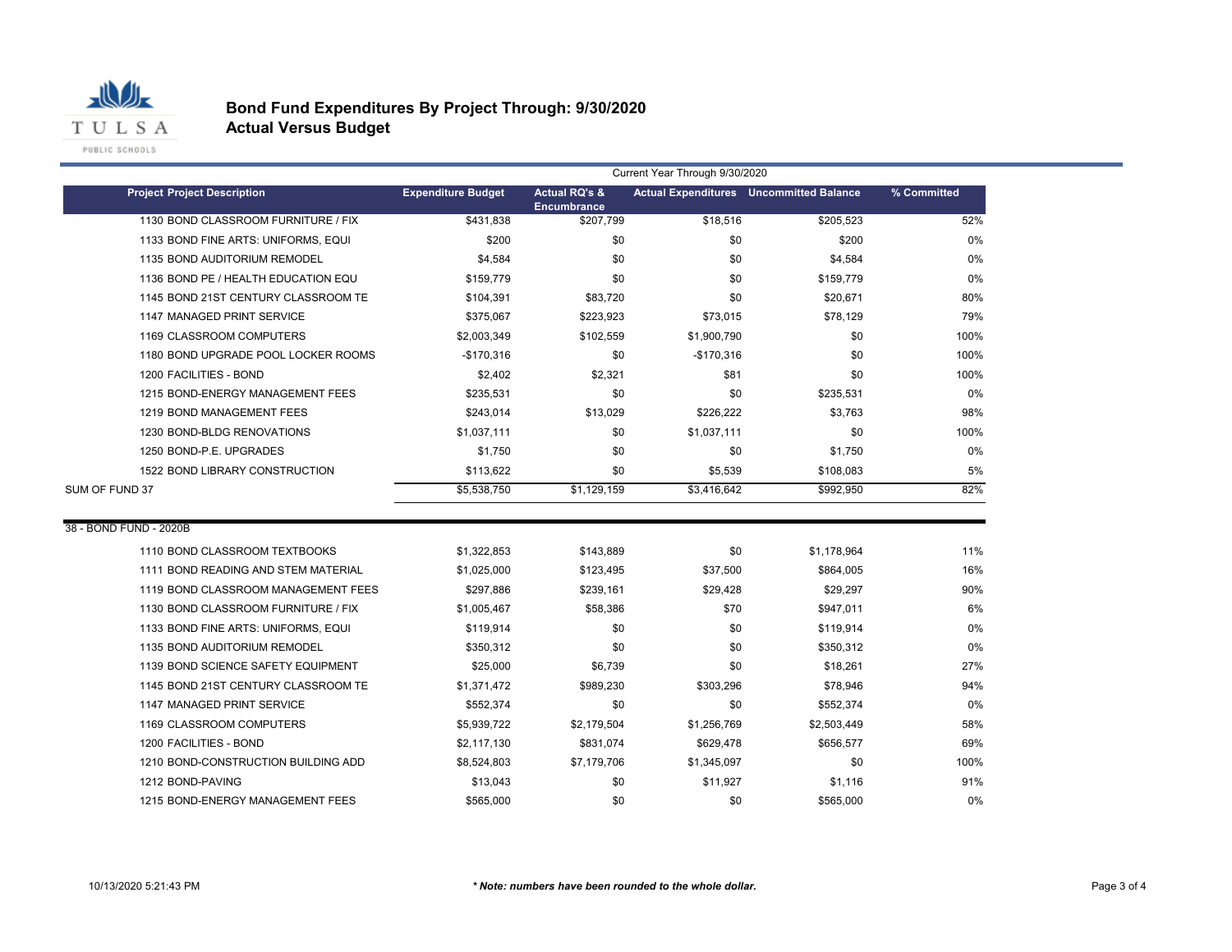# Bond Fund Expenditures By Project Through: 9/30/2020
## Actual Versus Budget

| Project Project Description | Expenditure Budget | Actual RQ's & Encumbrance | Actual Expenditures | Uncommitted Balance | % Committed |
|---|---|---|---|---|---|
| | | Current Year Through 9/30/2020 | | | |
| 1130 BOND CLASSROOM FURNITURE / FIX | $431,838 | $207,799 | $18,516 | $205,523 | 52% |
| 1133 BOND FINE ARTS: UNIFORMS, EQUI | $200 | $0 | $0 | $200 | 0% |
| 1135 BOND AUDITORIUM REMODEL | $4,584 | $0 | $0 | $4,584 | 0% |
| 1136 BOND PE / HEALTH EDUCATION EQU | $159,779 | $0 | $0 | $159,779 | 0% |
| 1145 BOND 21ST CENTURY CLASSROOM TE | $104,391 | $83,720 | $0 | $20,671 | 80% |
| 1147 MANAGED PRINT SERVICE | $375,067 | $223,923 | $73,015 | $78,129 | 79% |
| 1169 CLASSROOM COMPUTERS | $2,003,349 | $102,559 | $1,900,790 | $0 | 100% |
| 1180 BOND UPGRADE POOL LOCKER ROOMS | -$170,316 | $0 | -$170,316 | $0 | 100% |
| 1200 FACILITIES - BOND | $2,402 | $2,321 | $81 | $0 | 100% |
| 1215 BOND-ENERGY MANAGEMENT FEES | $235,531 | $0 | $0 | $235,531 | 0% |
| 1219 BOND MANAGEMENT FEES | $243,014 | $13,029 | $226,222 | $3,763 | 98% |
| 1230 BOND-BLDG RENOVATIONS | $1,037,111 | $0 | $1,037,111 | $0 | 100% |
| 1250 BOND-P.E. UPGRADES | $1,750 | $0 | $0 | $1,750 | 0% |
| 1522 BOND LIBRARY CONSTRUCTION | $113,622 | $0 | $5,539 | $108,083 | 5% |
| SUM OF FUND 37 | $5,538,750 | $1,129,159 | $3,416,642 | $992,950 | 82% |
| **38 - BOND FUND - 2020B** | | | | | |
| 1110 BOND CLASSROOM TEXTBOOKS | $1,322,853 | $143,889 | $0 | $1,178,964 | 11% |
| 1111 BOND READING AND STEM MATERIAL | $1,025,000 | $123,495 | $37,500 | $864,005 | 16% |
| 1119 BOND CLASSROOM MANAGEMENT FEES | $297,886 | $239,161 | $29,428 | $29,297 | 90% |
| 1130 BOND CLASSROOM FURNITURE / FIX | $1,005,467 | $58,386 | $70 | $947,011 | 6% |
| 1133 BOND FINE ARTS: UNIFORMS, EQUI | $119,914 | $0 | $0 | $119,914 | 0% |
| 1135 BOND AUDITORIUM REMODEL | $350,312 | $0 | $0 | $350,312 | 0% |
| 1139 BOND SCIENCE SAFETY EQUIPMENT | $25,000 | $6,739 | $0 | $18,261 | 27% |
| 1145 BOND 21ST CENTURY CLASSROOM TE | $1,371,472 | $989,230 | $303,296 | $78,946 | 94% |
| 1147 MANAGED PRINT SERVICE | $552,374 | $0 | $0 | $552,374 | 0% |
| 1169 CLASSROOM COMPUTERS | $5,939,722 | $2,179,504 | $1,256,769 | $2,503,449 | 58% |
| 1200 FACILITIES - BOND | $2,117,130 | $831,074 | $629,478 | $656,577 | 69% |
| 1210 BOND-CONSTRUCTION BUILDING ADD | $8,524,803 | $7,179,706 | $1,345,097 | $0 | 100% |
| 1212 BOND-PAVING | $13,043 | $0 | $11,927 | $1,116 | 91% |
| 1215 BOND-ENERGY MANAGEMENT FEES | $565,000 | $0 | $0 | $565,000 | 0% |

10/13/2020 5:21:43 PM

*** Note: numbers have been rounded to the whole dollar.**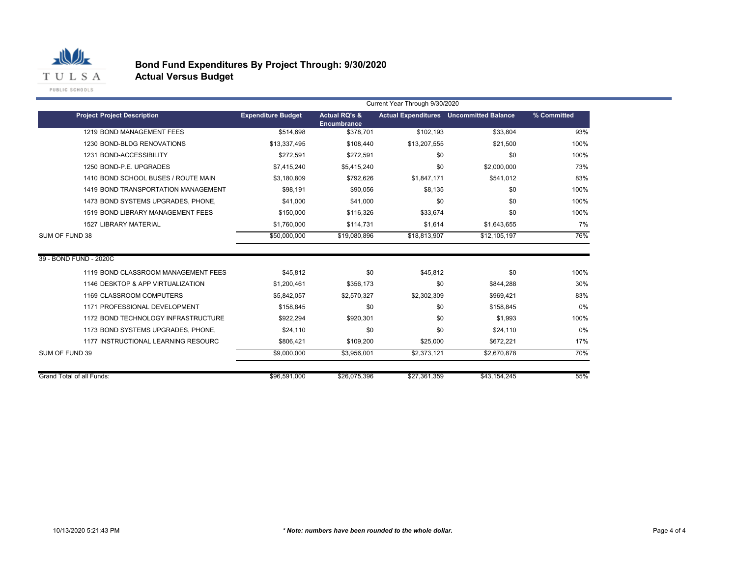## Bond Fund Expenditures By Project Through: 9/30/2020
## Actual Versus Budget

| | Current Year Through 9/30/2020 | | | | |
|---|---|---|---|---|---|
| **Project Project Description** | **Expenditure Budget** | **Actual RQ's & Encumbrance** | **Actual Expenditures** | **Uncommitted Balance** | **% Committed** |
| 1219 BOND MANAGEMENT FEES | $514,698 | $378,701 | $102,193 | $33,804 | 93% |
| 1230 BOND-BLDG RENOVATIONS | $13,337,495 | $108,440 | $13,207,555 | $21,500 | 100% |
| 1231 BOND-ACCESSIBILITY | $272,591 | $272,591 | $0 | $0 | 100% |
| 1250 BOND-P.E. UPGRADES | $7,415,240 | $5,415,240 | $0 | $2,000,000 | 73% |
| 1410 BOND SCHOOL BUSES / ROUTE MAIN | $3,180,809 | $792,626 | $1,847,171 | $541,012 | 83% |
| 1419 BOND TRANSPORTATION MANAGEMENT | $98,191 | $90,056 | $8,135 | $0 | 100% |
| 1473 BOND SYSTEMS UPGRADES, PHONE, | $41,000 | $41,000 | $0 | $0 | 100% |
| 1519 BOND LIBRARY MANAGEMENT FEES | $150,000 | $116,326 | $33,674 | $0 | 100% |
| 1527 LIBRARY MATERIAL | $1,760,000 | $114,731 | $1,614 | $1,643,655 | 7% |
| SUM OF FUND 38 | $50,000,000 | $19,080,896 | $18,813,907 | $12,105,197 | 76% |
| 39 - BOND FUND - 2020C | | | | | |
| 1119 BOND CLASSROOM MANAGEMENT FEES | $45,812 | $0 | $45,812 | $0 | 100% |
| 1146 DESKTOP & APP VIRTUALIZATION | $1,200,461 | $356,173 | $0 | $844,288 | 30% |
| 1169 CLASSROOM COMPUTERS | $5,842,057 | $2,570,327 | $2,302,309 | $969,421 | 83% |
| 1171 PROFESSIONAL DEVELOPMENT | $158,845 | $0 | $0 | $158,845 | 0% |
| 1172 BOND TECHNOLOGY INFRASTRUCTURE | $922,294 | $920,301 | $0 | $1,993 | 100% |
| 1173 BOND SYSTEMS UPGRADES, PHONE, | $24,110 | $0 | $0 | $24,110 | 0% |
| 1177 INSTRUCTIONAL LEARNING RESOURC | $806,421 | $109,200 | $25,000 | $672,221 | 17% |
| SUM OF FUND 39 | $9,000,000 | $3,956,001 | $2,373,121 | $2,670,878 | 70% |
| Grand Total of all Funds: | $96,591,000 | $26,075,396 | $27,361,359 | $43,154,245 | 55% |

10/13/2020 5:21:43 PM

*** Note: numbers have been rounded to the whole dollar.***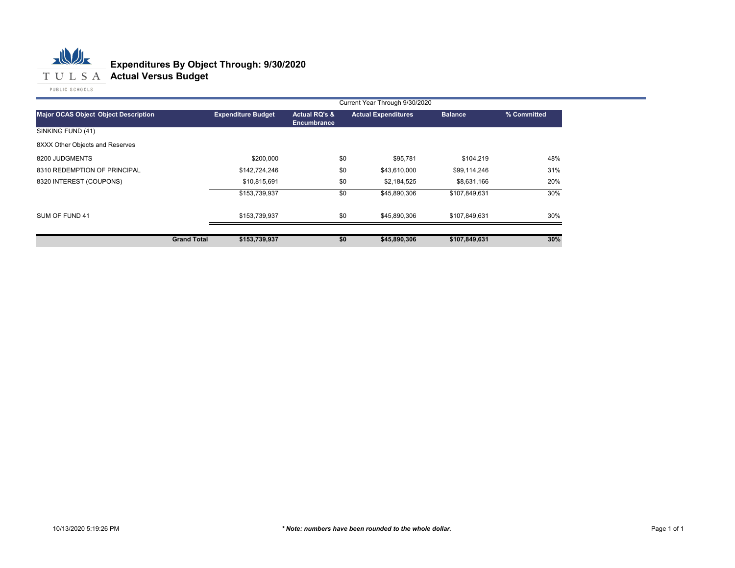TULSA PUBLIC SCHOOLS

# Expenditures By Object Through: 9/30/2020
## Actual Versus Budget

| | Current Year Through 9/30/2020 | | | | |
|---|---|---|---|---|---|
| **Major OCAS Object Object Description** | **Expenditure Budget** | **Actual RQ's & Encumbrance** | **Actual Expenditures** | **Balance** | **% Committed** |
| SINKING FUND (41) | | | | | |
| 8XXX Other Objects and Reserves | | | | | |
| 8200 JUDGMENTS | $200,000 | $0 | $95,781 | $104,219 | 48% |
| 8310 REDEMPTION OF PRINCIPAL | $142,724,246 | $0 | $43,610,000 | $99,114,246 | 31% |
| 8320 INTEREST (COUPONS) | $10,815,691 | $0 | $2,184,525 | $8,631,166 | 20% |
| | $153,739,937 | $0 | $45,890,306 | $107,849,631 | 30% |
| SUM OF FUND 41 | $153,739,937 | $0 | $45,890,306 | $107,849,631 | 30% |
| **Grand Total** | **$153,739,937** | **$0** | **$45,890,306** | **$107,849,631** | **30%** |

10/13/2020 5:19:26 PM

*** Note: numbers have been rounded to the whole dollar.**